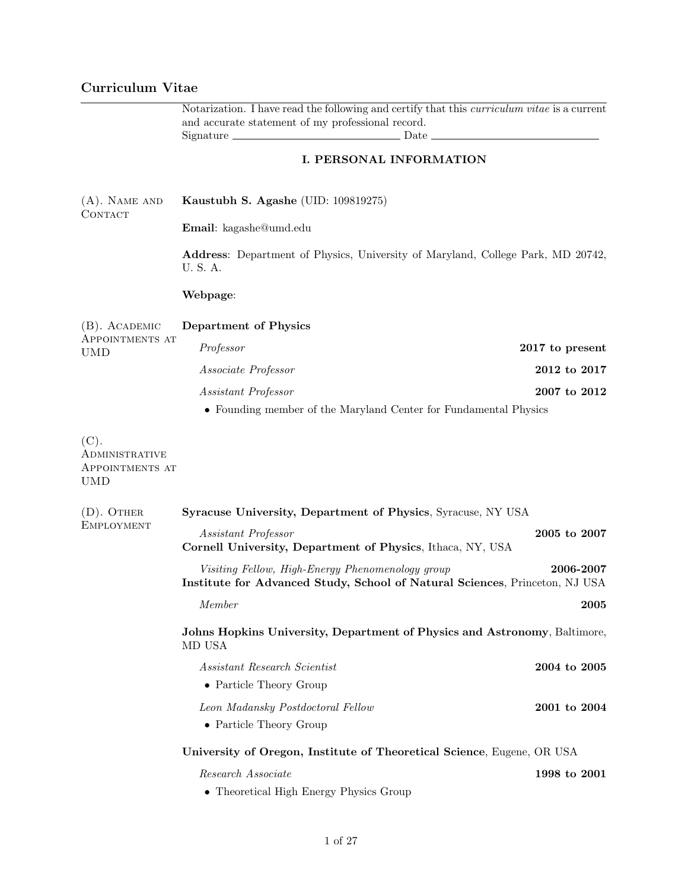## Curriculum Vitae

Notarization. I have read the following and certify that this *curriculum vitae* is a current and accurate statement of my professional record.
Signature ______________________ Date ______________________

### I. PERSONAL INFORMATION

**(A). Name and Contact**

**Kaustubh S. Agashe** (UID: 109819275)

**Email**: kagashe@umd.edu

**Address**: Department of Physics, University of Maryland, College Park, MD 20742, U. S. A.

**Webpage**:

**(B). Academic Appointments at UMD**

**Department of Physics**

*Professor* — **2017 to present**

*Associate Professor* — **2012 to 2017**

*Assistant Professor* — **2007 to 2012**

- Founding member of the Maryland Center for Fundamental Physics

**(C). Administrative Appointments at UMD**

**(D). Other Employment**

**Syracuse University, Department of Physics**, Syracuse, NY USA

*Assistant Professor* — **2005 to 2007**

**Cornell University, Department of Physics**, Ithaca, NY, USA

*Visiting Fellow, High-Energy Phenomenology group* — **2006-2007**

**Institute for Advanced Study, School of Natural Sciences**, Princeton, NJ USA

*Member* — **2005**

**Johns Hopkins University, Department of Physics and Astronomy**, Baltimore, MD USA

*Assistant Research Scientist* — **2004 to 2005**

- Particle Theory Group

*Leon Madansky Postdoctoral Fellow* — **2001 to 2004**

- Particle Theory Group

**University of Oregon, Institute of Theoretical Science**, Eugene, OR USA

*Research Associate* — **1998 to 2001**

- Theoretical High Energy Physics Group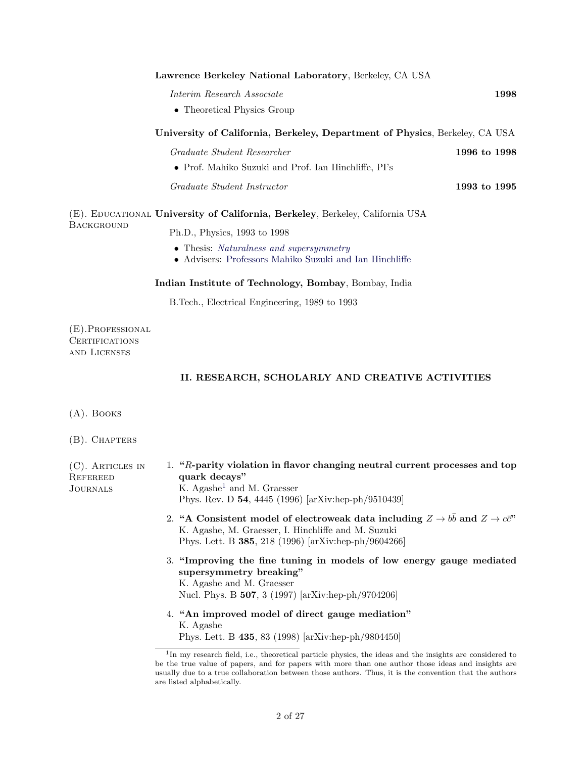**Lawrence Berkeley National Laboratory**, Berkeley, CA USA

*Interim Research Associate* **1998**

- Theoretical Physics Group

**University of California, Berkeley, Department of Physics**, Berkeley, CA USA

*Graduate Student Researcher* **1996 to 1998**

- Prof. Mahiko Suzuki and Prof. Ian Hinchliffe, PI's

*Graduate Student Instructor* **1993 to 1995**

### (E). Educational Background

**University of California, Berkeley**, Berkeley, California USA

Ph.D., Physics, 1993 to 1998

- Thesis: *Naturalness and supersymmetry*
- Advisers: Professors Mahiko Suzuki and Ian Hinchliffe

**Indian Institute of Technology, Bombay**, Bombay, India

B.Tech., Electrical Engineering, 1989 to 1993

### (E). Professional Certifications and Licenses

## II. RESEARCH, SCHOLARLY AND CREATIVE ACTIVITIES

### (A). Books

### (B). Chapters

### (C). Articles in Refereed Journals

1. **"$R$-parity violation in flavor changing neutral current processes and top quark decays"**
   K. Agashe[1] and M. Graesser
   Phys. Rev. D **54**, 4445 (1996) [arXiv:hep-ph/9510439]

2. **"A Consistent model of electroweak data including $Z \to b\bar{b}$ and $Z \to c\bar{c}$"**
   K. Agashe, M. Graesser, I. Hinchliffe and M. Suzuki
   Phys. Lett. B **385**, 218 (1996) [arXiv:hep-ph/9604266]

3. **"Improving the fine tuning in models of low energy gauge mediated supersymmetry breaking"**
   K. Agashe and M. Graesser
   Nucl. Phys. B **507**, 3 (1997) [arXiv:hep-ph/9704206]

4. **"An improved model of direct gauge mediation"**
   K. Agashe
   Phys. Lett. B **435**, 83 (1998) [arXiv:hep-ph/9804450]

[1] In my research field, i.e., theoretical particle physics, the ideas and the insights are considered to be the true value of papers, and for papers with more than one author those ideas and insights are usually due to a true collaboration between those authors. Thus, it is the convention that the authors are listed alphabetically.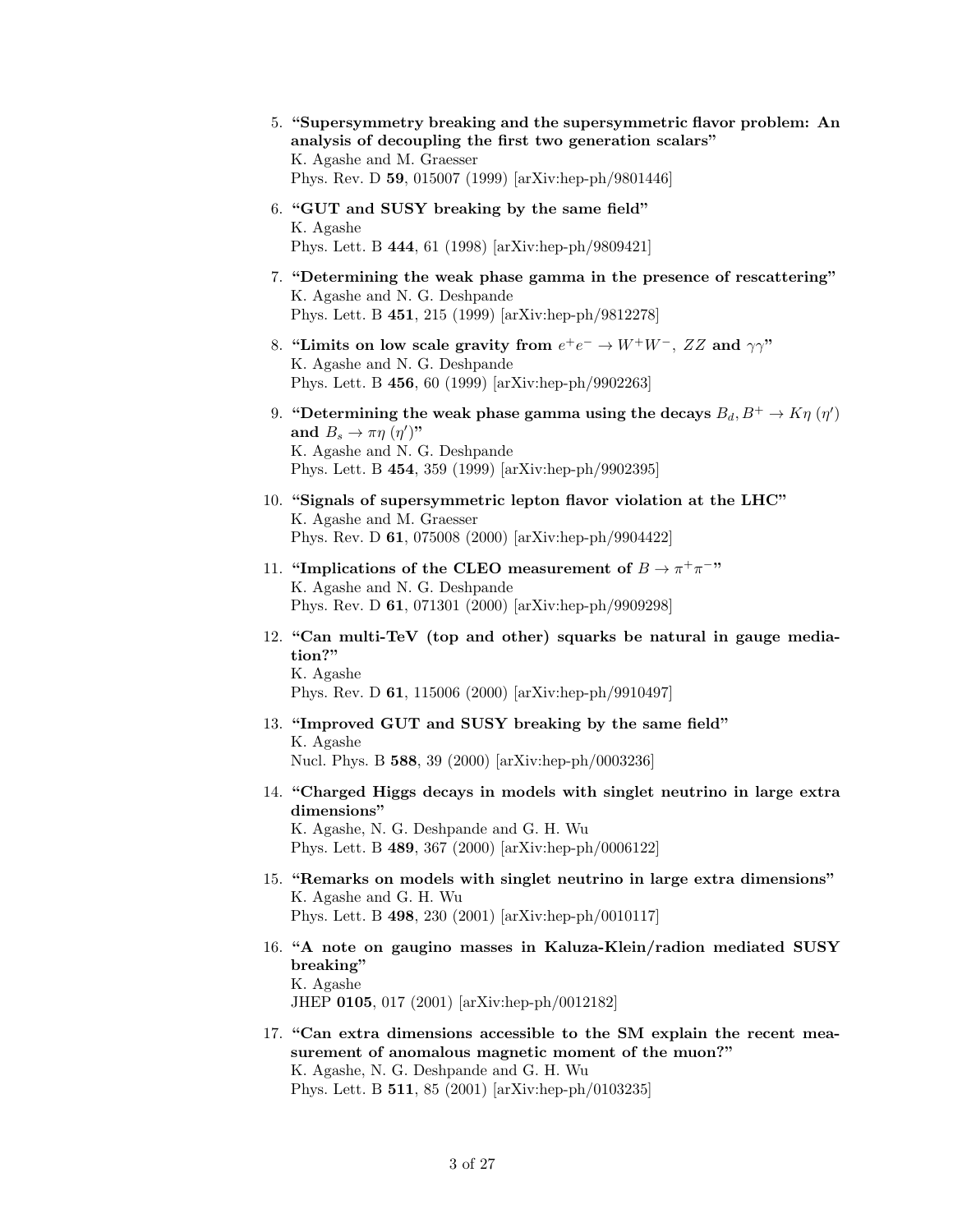5. **"Supersymmetry breaking and the supersymmetric flavor problem: An analysis of decoupling the first two generation scalars"**
   K. Agashe and M. Graesser
   Phys. Rev. D **59**, 015007 (1999) [arXiv:hep-ph/9801446]

6. **"GUT and SUSY breaking by the same field"**
   K. Agashe
   Phys. Lett. B **444**, 61 (1998) [arXiv:hep-ph/9809421]

7. **"Determining the weak phase gamma in the presence of rescattering"**
   K. Agashe and N. G. Deshpande
   Phys. Lett. B **451**, 215 (1999) [arXiv:hep-ph/9812278]

8. **"Limits on low scale gravity from $e^+e^- \to W^+W^-$, $ZZ$ and $\gamma\gamma$"**
   K. Agashe and N. G. Deshpande
   Phys. Lett. B **456**, 60 (1999) [arXiv:hep-ph/9902263]

9. **"Determining the weak phase gamma using the decays $B_d, B^+ \to K\eta\ (\eta')$ and $B_s \to \pi\eta\ (\eta')$"**
   K. Agashe and N. G. Deshpande
   Phys. Lett. B **454**, 359 (1999) [arXiv:hep-ph/9902395]

10. **"Signals of supersymmetric lepton flavor violation at the LHC"**
    K. Agashe and M. Graesser
    Phys. Rev. D **61**, 075008 (2000) [arXiv:hep-ph/9904422]

11. **"Implications of the CLEO measurement of $B \to \pi^+\pi^-$"**
    K. Agashe and N. G. Deshpande
    Phys. Rev. D **61**, 071301 (2000) [arXiv:hep-ph/9909298]

12. **"Can multi-TeV (top and other) squarks be natural in gauge mediation?"**
    K. Agashe
    Phys. Rev. D **61**, 115006 (2000) [arXiv:hep-ph/9910497]

13. **"Improved GUT and SUSY breaking by the same field"**
    K. Agashe
    Nucl. Phys. B **588**, 39 (2000) [arXiv:hep-ph/0003236]

14. **"Charged Higgs decays in models with singlet neutrino in large extra dimensions"**
    K. Agashe, N. G. Deshpande and G. H. Wu
    Phys. Lett. B **489**, 367 (2000) [arXiv:hep-ph/0006122]

15. **"Remarks on models with singlet neutrino in large extra dimensions"**
    K. Agashe and G. H. Wu
    Phys. Lett. B **498**, 230 (2001) [arXiv:hep-ph/0010117]

16. **"A note on gaugino masses in Kaluza-Klein/radion mediated SUSY breaking"**
    K. Agashe
    JHEP **0105**, 017 (2001) [arXiv:hep-ph/0012182]

17. **"Can extra dimensions accessible to the SM explain the recent measurement of anomalous magnetic moment of the muon?"**
    K. Agashe, N. G. Deshpande and G. H. Wu
    Phys. Lett. B **511**, 85 (2001) [arXiv:hep-ph/0103235]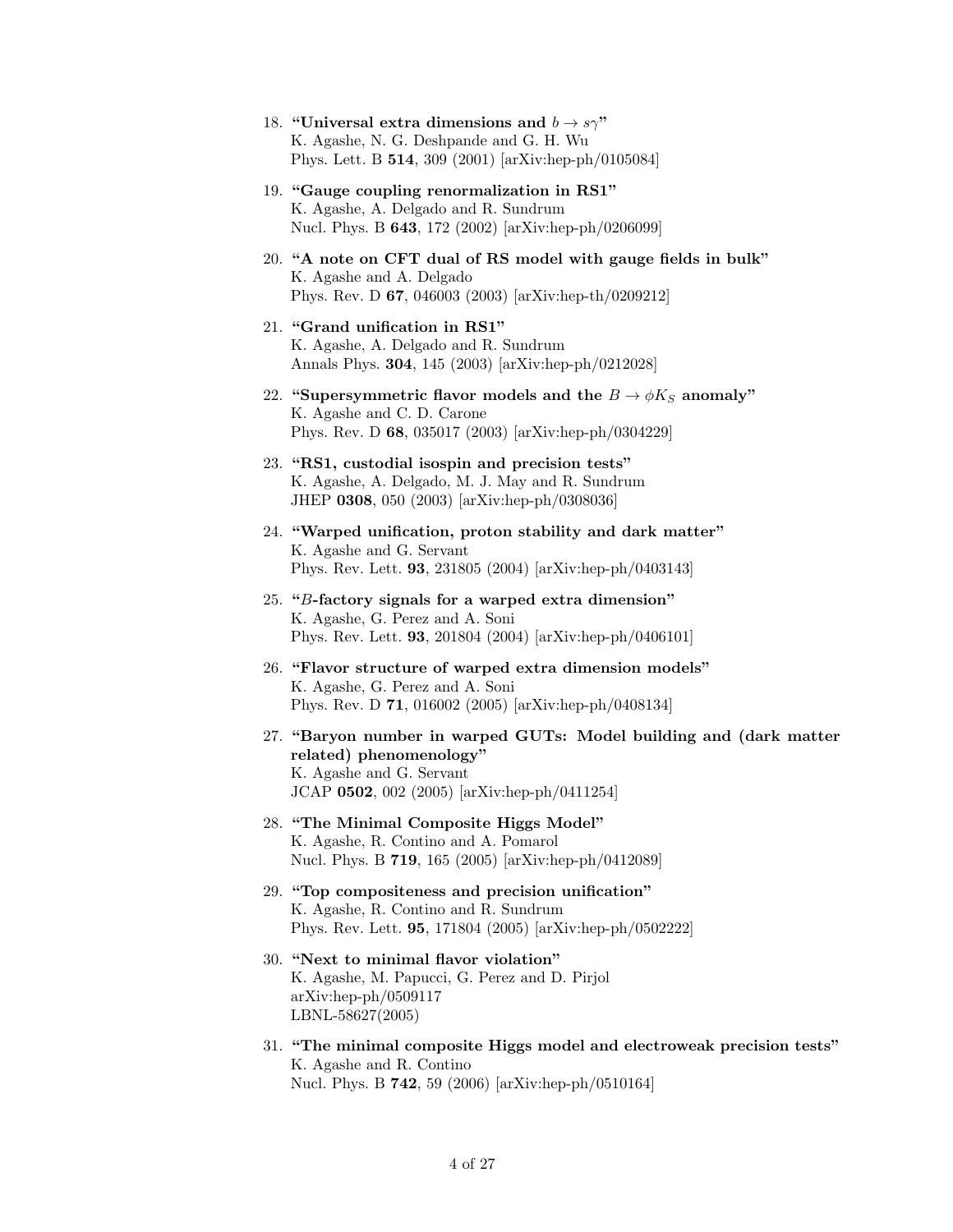18. **"Universal extra dimensions and $b \to s\gamma$"**
    K. Agashe, N. G. Deshpande and G. H. Wu
    Phys. Lett. B **514**, 309 (2001) [arXiv:hep-ph/0105084]

19. **"Gauge coupling renormalization in RS1"**
    K. Agashe, A. Delgado and R. Sundrum
    Nucl. Phys. B **643**, 172 (2002) [arXiv:hep-ph/0206099]

20. **"A note on CFT dual of RS model with gauge fields in bulk"**
    K. Agashe and A. Delgado
    Phys. Rev. D **67**, 046003 (2003) [arXiv:hep-th/0209212]

21. **"Grand unification in RS1"**
    K. Agashe, A. Delgado and R. Sundrum
    Annals Phys. **304**, 145 (2003) [arXiv:hep-ph/0212028]

22. **"Supersymmetric flavor models and the $B \to \phi K_S$ anomaly"**
    K. Agashe and C. D. Carone
    Phys. Rev. D **68**, 035017 (2003) [arXiv:hep-ph/0304229]

23. **"RS1, custodial isospin and precision tests"**
    K. Agashe, A. Delgado, M. J. May and R. Sundrum
    JHEP **0308**, 050 (2003) [arXiv:hep-ph/0308036]

24. **"Warped unification, proton stability and dark matter"**
    K. Agashe and G. Servant
    Phys. Rev. Lett. **93**, 231805 (2004) [arXiv:hep-ph/0403143]

25. **"*B*-factory signals for a warped extra dimension"**
    K. Agashe, G. Perez and A. Soni
    Phys. Rev. Lett. **93**, 201804 (2004) [arXiv:hep-ph/0406101]

26. **"Flavor structure of warped extra dimension models"**
    K. Agashe, G. Perez and A. Soni
    Phys. Rev. D **71**, 016002 (2005) [arXiv:hep-ph/0408134]

27. **"Baryon number in warped GUTs: Model building and (dark matter related) phenomenology"**
    K. Agashe and G. Servant
    JCAP **0502**, 002 (2005) [arXiv:hep-ph/0411254]

28. **"The Minimal Composite Higgs Model"**
    K. Agashe, R. Contino and A. Pomarol
    Nucl. Phys. B **719**, 165 (2005) [arXiv:hep-ph/0412089]

29. **"Top compositeness and precision unification"**
    K. Agashe, R. Contino and R. Sundrum
    Phys. Rev. Lett. **95**, 171804 (2005) [arXiv:hep-ph/0502222]

30. **"Next to minimal flavor violation"**
    K. Agashe, M. Papucci, G. Perez and D. Pirjol
    arXiv:hep-ph/0509117
    LBNL-58627(2005)

31. **"The minimal composite Higgs model and electroweak precision tests"**
    K. Agashe and R. Contino
    Nucl. Phys. B **742**, 59 (2006) [arXiv:hep-ph/0510164]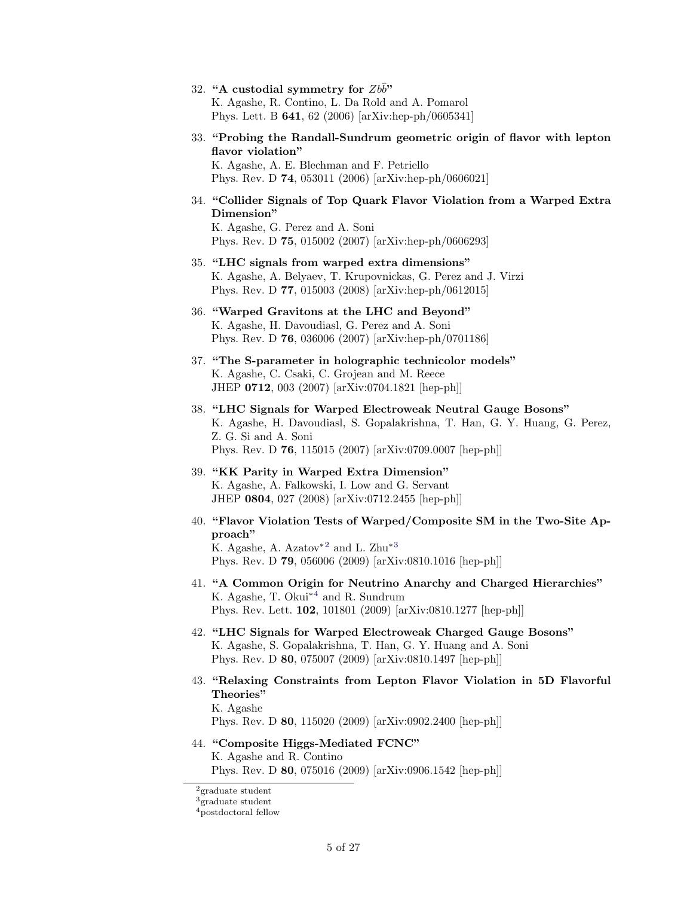32. **"A custodial symmetry for $Zb\bar{b}$"**
    K. Agashe, R. Contino, L. Da Rold and A. Pomarol
    Phys. Lett. B **641**, 62 (2006) [arXiv:hep-ph/0605341]

33. **"Probing the Randall-Sundrum geometric origin of flavor with lepton flavor violation"**
    K. Agashe, A. E. Blechman and F. Petriello
    Phys. Rev. D **74**, 053011 (2006) [arXiv:hep-ph/0606021]

34. **"Collider Signals of Top Quark Flavor Violation from a Warped Extra Dimension"**
    K. Agashe, G. Perez and A. Soni
    Phys. Rev. D **75**, 015002 (2007) [arXiv:hep-ph/0606293]

35. **"LHC signals from warped extra dimensions"**
    K. Agashe, A. Belyaev, T. Krupovnickas, G. Perez and J. Virzi
    Phys. Rev. D **77**, 015003 (2008) [arXiv:hep-ph/0612015]

36. **"Warped Gravitons at the LHC and Beyond"**
    K. Agashe, H. Davoudiasl, G. Perez and A. Soni
    Phys. Rev. D **76**, 036006 (2007) [arXiv:hep-ph/0701186]

37. **"The S-parameter in holographic technicolor models"**
    K. Agashe, C. Csaki, C. Grojean and M. Reece
    JHEP **0712**, 003 (2007) [arXiv:0704.1821 [hep-ph]]

38. **"LHC Signals for Warped Electroweak Neutral Gauge Bosons"**
    K. Agashe, H. Davoudiasl, S. Gopalakrishna, T. Han, G. Y. Huang, G. Perez, Z. G. Si and A. Soni
    Phys. Rev. D **76**, 115015 (2007) [arXiv:0709.0007 [hep-ph]]

39. **"KK Parity in Warped Extra Dimension"**
    K. Agashe, A. Falkowski, I. Low and G. Servant
    JHEP **0804**, 027 (2008) [arXiv:0712.2455 [hep-ph]]

40. **"Flavor Violation Tests of Warped/Composite SM in the Two-Site Approach"**
    K. Agashe, A. Azatov*[2] and L. Zhu*[3]
    Phys. Rev. D **79**, 056006 (2009) [arXiv:0810.1016 [hep-ph]]

41. **"A Common Origin for Neutrino Anarchy and Charged Hierarchies"**
    K. Agashe, T. Okui*[4] and R. Sundrum
    Phys. Rev. Lett. **102**, 101801 (2009) [arXiv:0810.1277 [hep-ph]]

42. **"LHC Signals for Warped Electroweak Charged Gauge Bosons"**
    K. Agashe, S. Gopalakrishna, T. Han, G. Y. Huang and A. Soni
    Phys. Rev. D **80**, 075007 (2009) [arXiv:0810.1497 [hep-ph]]

43. **"Relaxing Constraints from Lepton Flavor Violation in 5D Flavorful Theories"**
    K. Agashe
    Phys. Rev. D **80**, 115020 (2009) [arXiv:0902.2400 [hep-ph]]

44. **"Composite Higgs-Mediated FCNC"**
    K. Agashe and R. Contino
    Phys. Rev. D **80**, 075016 (2009) [arXiv:0906.1542 [hep-ph]]

---

[2] graduate student
[3] graduate student
[4] postdoctoral fellow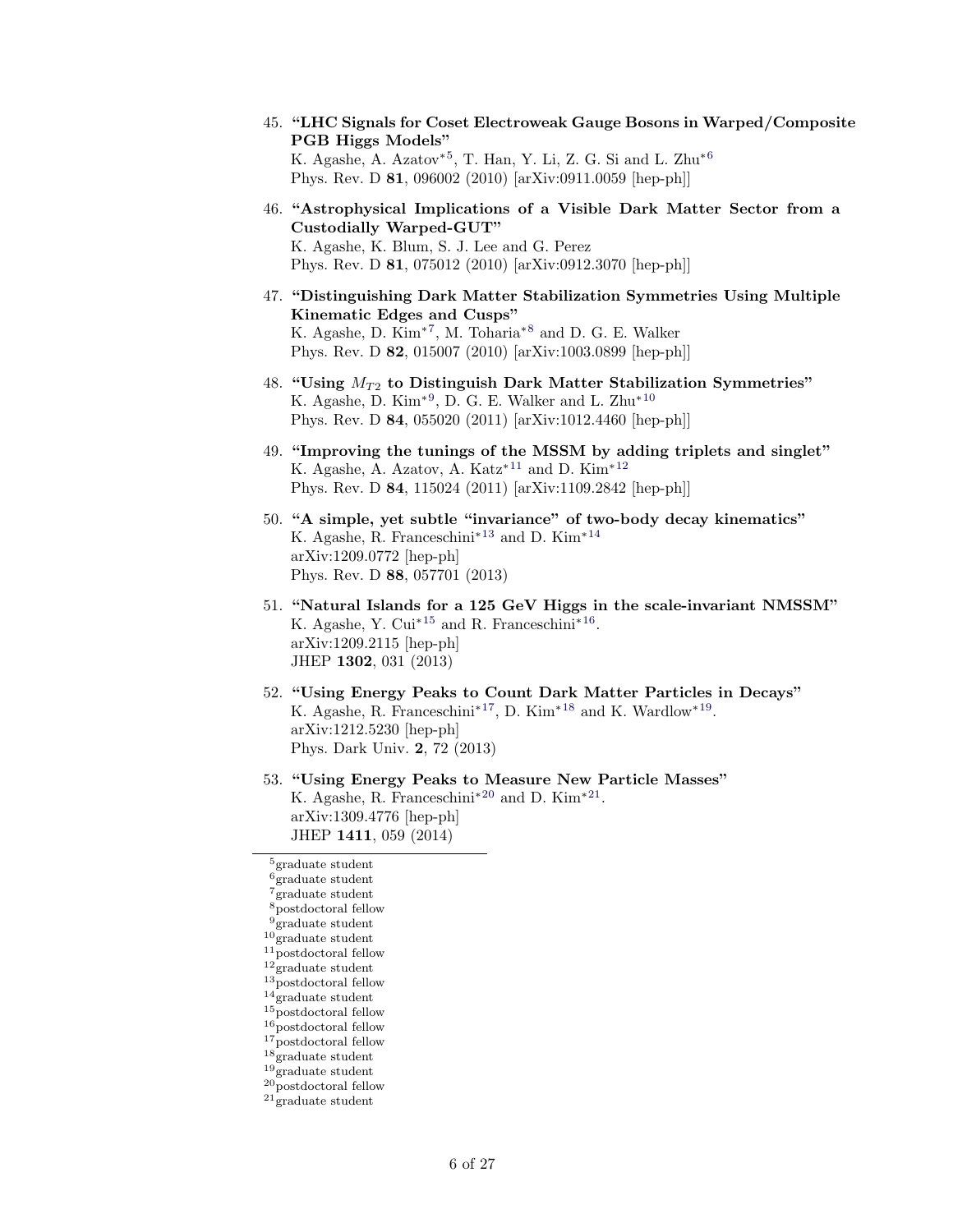45. **"LHC Signals for Coset Electroweak Gauge Bosons in Warped/Composite PGB Higgs Models"**
    K. Agashe, A. Azatov*[5], T. Han, Y. Li, Z. G. Si and L. Zhu*[6]
    Phys. Rev. D **81**, 096002 (2010) [arXiv:0911.0059 [hep-ph]]

46. **"Astrophysical Implications of a Visible Dark Matter Sector from a Custodially Warped-GUT"**
    K. Agashe, K. Blum, S. J. Lee and G. Perez
    Phys. Rev. D **81**, 075012 (2010) [arXiv:0912.3070 [hep-ph]]

47. **"Distinguishing Dark Matter Stabilization Symmetries Using Multiple Kinematic Edges and Cusps"**
    K. Agashe, D. Kim*[7], M. Toharia*[8] and D. G. E. Walker
    Phys. Rev. D **82**, 015007 (2010) [arXiv:1003.0899 [hep-ph]]

48. **"Using $M_{T2}$ to Distinguish Dark Matter Stabilization Symmetries"**
    K. Agashe, D. Kim*[9], D. G. E. Walker and L. Zhu*[10]
    Phys. Rev. D **84**, 055020 (2011) [arXiv:1012.4460 [hep-ph]]

49. **"Improving the tunings of the MSSM by adding triplets and singlet"**
    K. Agashe, A. Azatov, A. Katz*[11] and D. Kim*[12]
    Phys. Rev. D **84**, 115024 (2011) [arXiv:1109.2842 [hep-ph]]

50. **"A simple, yet subtle "invariance" of two-body decay kinematics"**
    K. Agashe, R. Franceschini*[13] and D. Kim*[14]
    arXiv:1209.0772 [hep-ph]
    Phys. Rev. D **88**, 057701 (2013)

51. **"Natural Islands for a 125 GeV Higgs in the scale-invariant NMSSM"**
    K. Agashe, Y. Cui*[15] and R. Franceschini*[16].
    arXiv:1209.2115 [hep-ph]
    JHEP **1302**, 031 (2013)

52. **"Using Energy Peaks to Count Dark Matter Particles in Decays"**
    K. Agashe, R. Franceschini*[17], D. Kim*[18] and K. Wardlow*[19].
    arXiv:1212.5230 [hep-ph]
    Phys. Dark Univ. **2**, 72 (2013)

53. **"Using Energy Peaks to Measure New Particle Masses"**
    K. Agashe, R. Franceschini*[20] and D. Kim*[21].
    arXiv:1309.4776 [hep-ph]
    JHEP **1411**, 059 (2014)

---

[5] graduate student
[6] graduate student
[7] graduate student
[8] postdoctoral fellow
[9] graduate student
[10] graduate student
[11] postdoctoral fellow
[12] graduate student
[13] postdoctoral fellow
[14] graduate student
[15] postdoctoral fellow
[16] postdoctoral fellow
[17] postdoctoral fellow
[18] graduate student
[19] graduate student
[20] postdoctoral fellow
[21] graduate student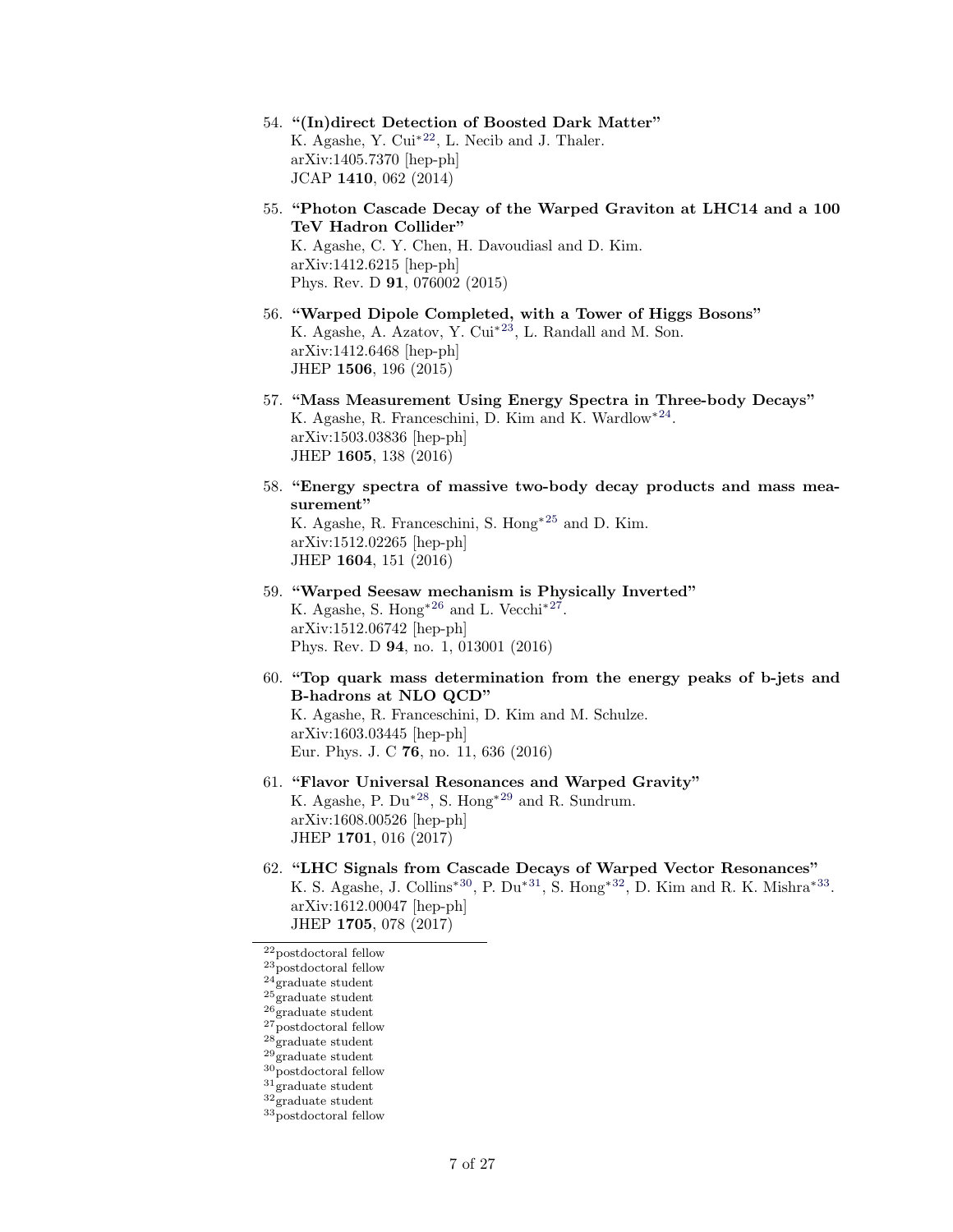54. **"(In)direct Detection of Boosted Dark Matter"**
    K. Agashe, Y. Cui*[22], L. Necib and J. Thaler.
    arXiv:1405.7370 [hep-ph]
    JCAP **1410**, 062 (2014)

55. **"Photon Cascade Decay of the Warped Graviton at LHC14 and a 100 TeV Hadron Collider"**
    K. Agashe, C. Y. Chen, H. Davoudiasl and D. Kim.
    arXiv:1412.6215 [hep-ph]
    Phys. Rev. D **91**, 076002 (2015)

56. **"Warped Dipole Completed, with a Tower of Higgs Bosons"**
    K. Agashe, A. Azatov, Y. Cui*[23], L. Randall and M. Son.
    arXiv:1412.6468 [hep-ph]
    JHEP **1506**, 196 (2015)

57. **"Mass Measurement Using Energy Spectra in Three-body Decays"**
    K. Agashe, R. Franceschini, D. Kim and K. Wardlow*[24].
    arXiv:1503.03836 [hep-ph]
    JHEP **1605**, 138 (2016)

58. **"Energy spectra of massive two-body decay products and mass measurement"**
    K. Agashe, R. Franceschini, S. Hong*[25] and D. Kim.
    arXiv:1512.02265 [hep-ph]
    JHEP **1604**, 151 (2016)

59. **"Warped Seesaw mechanism is Physically Inverted"**
    K. Agashe, S. Hong*[26] and L. Vecchi*[27].
    arXiv:1512.06742 [hep-ph]
    Phys. Rev. D **94**, no. 1, 013001 (2016)

60. **"Top quark mass determination from the energy peaks of b-jets and B-hadrons at NLO QCD"**
    K. Agashe, R. Franceschini, D. Kim and M. Schulze.
    arXiv:1603.03445 [hep-ph]
    Eur. Phys. J. C **76**, no. 11, 636 (2016)

61. **"Flavor Universal Resonances and Warped Gravity"**
    K. Agashe, P. Du*[28], S. Hong*[29] and R. Sundrum.
    arXiv:1608.00526 [hep-ph]
    JHEP **1701**, 016 (2017)

62. **"LHC Signals from Cascade Decays of Warped Vector Resonances"**
    K. S. Agashe, J. Collins*[30], P. Du*[31], S. Hong*[32], D. Kim and R. K. Mishra*[33].
    arXiv:1612.00047 [hep-ph]
    JHEP **1705**, 078 (2017)

---

[22] postdoctoral fellow
[23] postdoctoral fellow
[24] graduate student
[25] graduate student
[26] graduate student
[27] postdoctoral fellow
[28] graduate student
[29] graduate student
[30] postdoctoral fellow
[31] graduate student
[32] graduate student
[33] postdoctoral fellow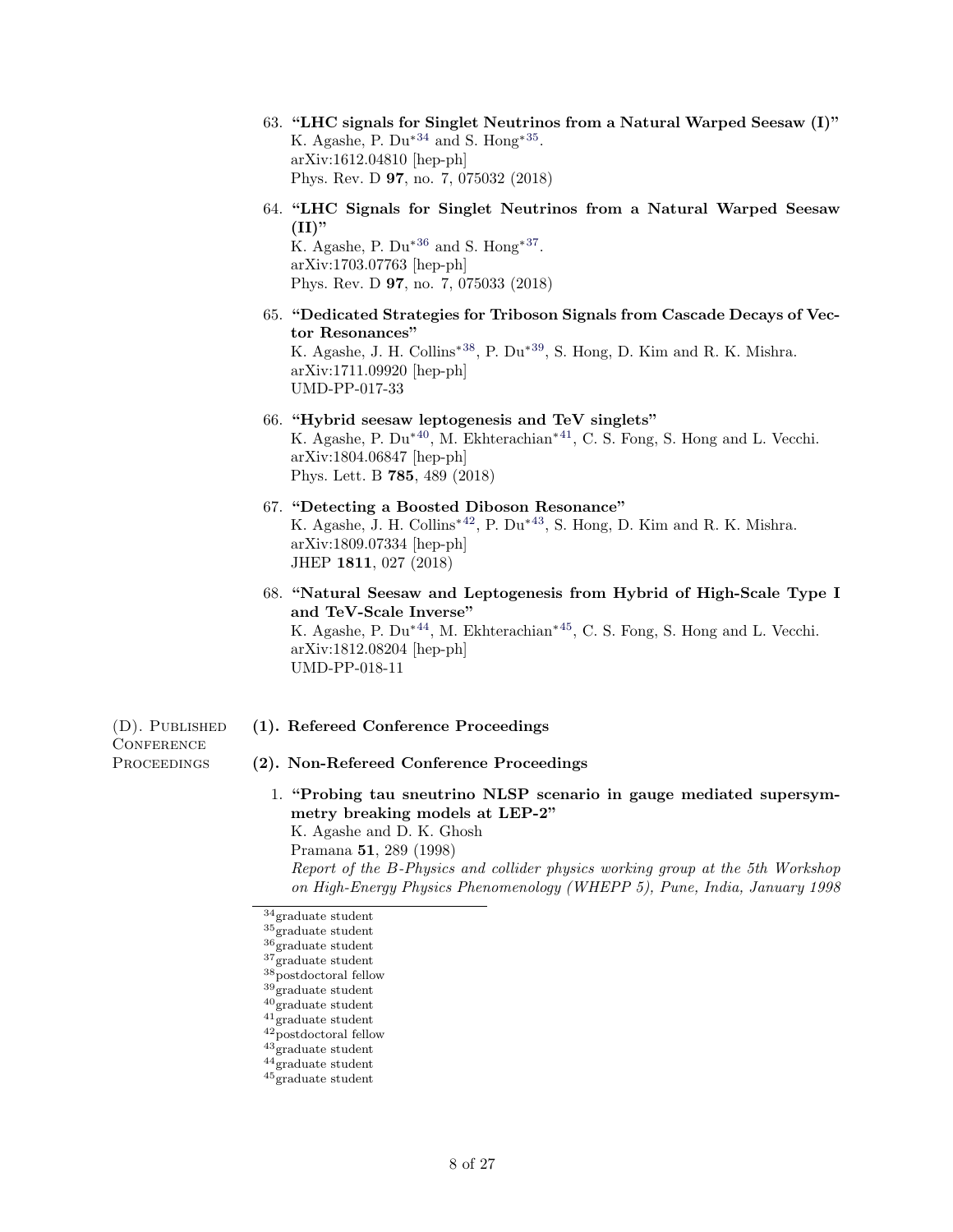63. **"LHC signals for Singlet Neutrinos from a Natural Warped Seesaw (I)"**
K. Agashe, P. Du*[34] and S. Hong*[35].
arXiv:1612.04810 [hep-ph]
Phys. Rev. D **97**, no. 7, 075032 (2018)

64. **"LHC Signals for Singlet Neutrinos from a Natural Warped Seesaw (II)"**
K. Agashe, P. Du*[36] and S. Hong*[37].
arXiv:1703.07763 [hep-ph]
Phys. Rev. D **97**, no. 7, 075033 (2018)

65. **"Dedicated Strategies for Triboson Signals from Cascade Decays of Vector Resonances"**
K. Agashe, J. H. Collins*[38], P. Du*[39], S. Hong, D. Kim and R. K. Mishra.
arXiv:1711.09920 [hep-ph]
UMD-PP-017-33

66. **"Hybrid seesaw leptogenesis and TeV singlets"**
K. Agashe, P. Du*[40], M. Ekhterachian*[41], C. S. Fong, S. Hong and L. Vecchi.
arXiv:1804.06847 [hep-ph]
Phys. Lett. B **785**, 489 (2018)

67. **"Detecting a Boosted Diboson Resonance"**
K. Agashe, J. H. Collins*[42], P. Du*[43], S. Hong, D. Kim and R. K. Mishra.
arXiv:1809.07334 [hep-ph]
JHEP **1811**, 027 (2018)

68. **"Natural Seesaw and Leptogenesis from Hybrid of High-Scale Type I and TeV-Scale Inverse"**
K. Agashe, P. Du*[44], M. Ekhterachian*[45], C. S. Fong, S. Hong and L. Vecchi.
arXiv:1812.08204 [hep-ph]
UMD-PP-018-11

## (D). Published Conference Proceedings

### (1). Refereed Conference Proceedings

### (2). Non-Refereed Conference Proceedings

1. **"Probing tau sneutrino NLSP scenario in gauge mediated supersymmetry breaking models at LEP-2"**
K. Agashe and D. K. Ghosh
Pramana **51**, 289 (1998)
*Report of the B-Physics and collider physics working group at the 5th Workshop on High-Energy Physics Phenomenology (WHEPP 5), Pune, India, January 1998*

---

[34] graduate student
[35] graduate student
[36] graduate student
[37] graduate student
[38] postdoctoral fellow
[39] graduate student
[40] graduate student
[41] graduate student
[42] postdoctoral fellow
[43] graduate student
[44] graduate student
[45] graduate student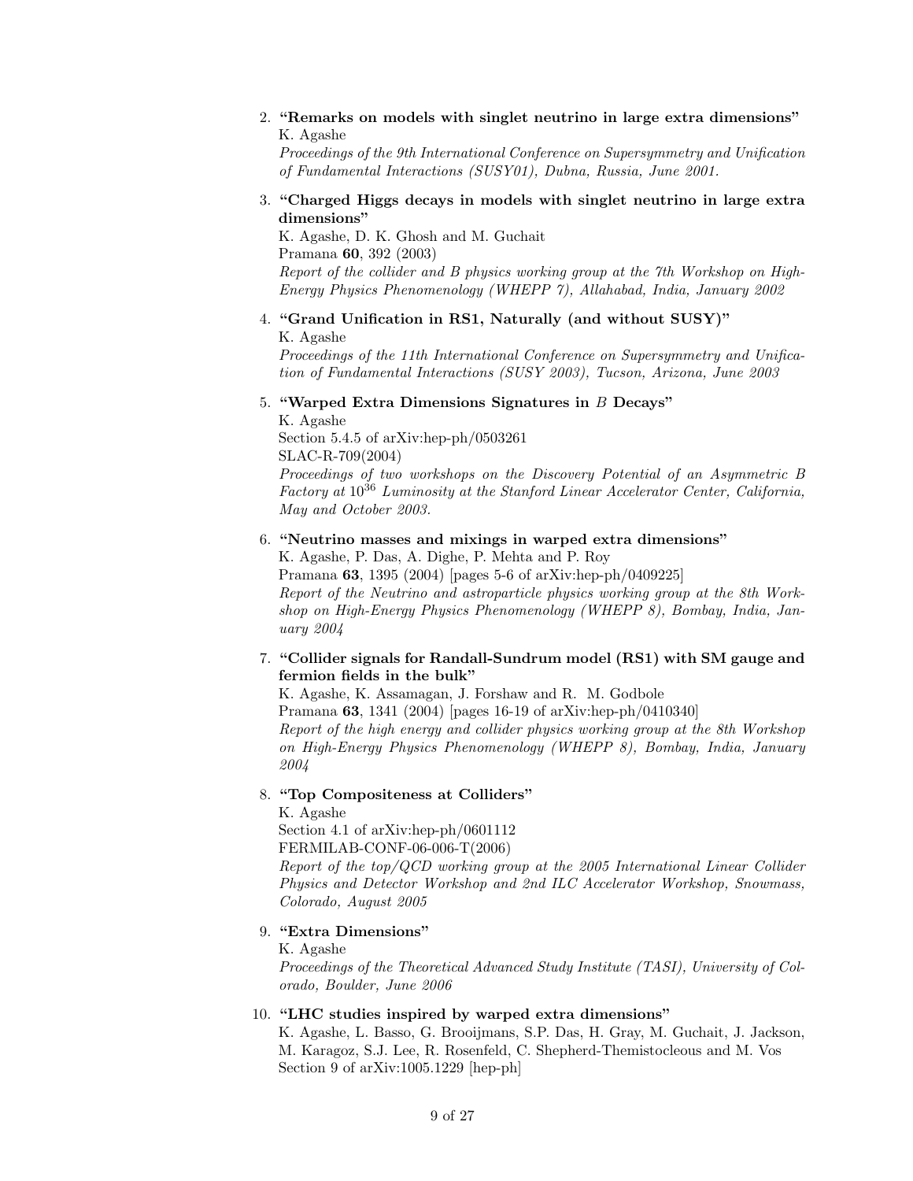2. **"Remarks on models with singlet neutrino in large extra dimensions"**
   K. Agashe
   *Proceedings of the 9th International Conference on Supersymmetry and Unification of Fundamental Interactions (SUSY01), Dubna, Russia, June 2001.*

3. **"Charged Higgs decays in models with singlet neutrino in large extra dimensions"**
   K. Agashe, D. K. Ghosh and M. Guchait
   Pramana **60**, 392 (2003)
   *Report of the collider and B physics working group at the 7th Workshop on High-Energy Physics Phenomenology (WHEPP 7), Allahabad, India, January 2002*

4. **"Grand Unification in RS1, Naturally (and without SUSY)"**
   K. Agashe
   *Proceedings of the 11th International Conference on Supersymmetry and Unification of Fundamental Interactions (SUSY 2003), Tucson, Arizona, June 2003*

5. **"Warped Extra Dimensions Signatures in $B$ Decays"**
   K. Agashe
   Section 5.4.5 of arXiv:hep-ph/0503261
   SLAC-R-709(2004)
   *Proceedings of two workshops on the Discovery Potential of an Asymmetric B Factory at $10^{36}$ Luminosity at the Stanford Linear Accelerator Center, California, May and October 2003.*

6. **"Neutrino masses and mixings in warped extra dimensions"**
   K. Agashe, P. Das, A. Dighe, P. Mehta and P. Roy
   Pramana **63**, 1395 (2004) [pages 5-6 of arXiv:hep-ph/0409225]
   *Report of the Neutrino and astroparticle physics working group at the 8th Workshop on High-Energy Physics Phenomenology (WHEPP 8), Bombay, India, January 2004*

7. **"Collider signals for Randall-Sundrum model (RS1) with SM gauge and fermion fields in the bulk"**
   K. Agashe, K. Assamagan, J. Forshaw and R. M. Godbole
   Pramana **63**, 1341 (2004) [pages 16-19 of arXiv:hep-ph/0410340]
   *Report of the high energy and collider physics working group at the 8th Workshop on High-Energy Physics Phenomenology (WHEPP 8), Bombay, India, January 2004*

8. **"Top Compositeness at Colliders"**
   K. Agashe
   Section 4.1 of arXiv:hep-ph/0601112
   FERMILAB-CONF-06-006-T(2006)
   *Report of the top/QCD working group at the 2005 International Linear Collider Physics and Detector Workshop and 2nd ILC Accelerator Workshop, Snowmass, Colorado, August 2005*

9. **"Extra Dimensions"**
   K. Agashe
   *Proceedings of the Theoretical Advanced Study Institute (TASI), University of Colorado, Boulder, June 2006*

10. **"LHC studies inspired by warped extra dimensions"**
    K. Agashe, L. Basso, G. Brooijmans, S.P. Das, H. Gray, M. Guchait, J. Jackson, M. Karagoz, S.J. Lee, R. Rosenfeld, C. Shepherd-Themistocleous and M. Vos
    Section 9 of arXiv:1005.1229 [hep-ph]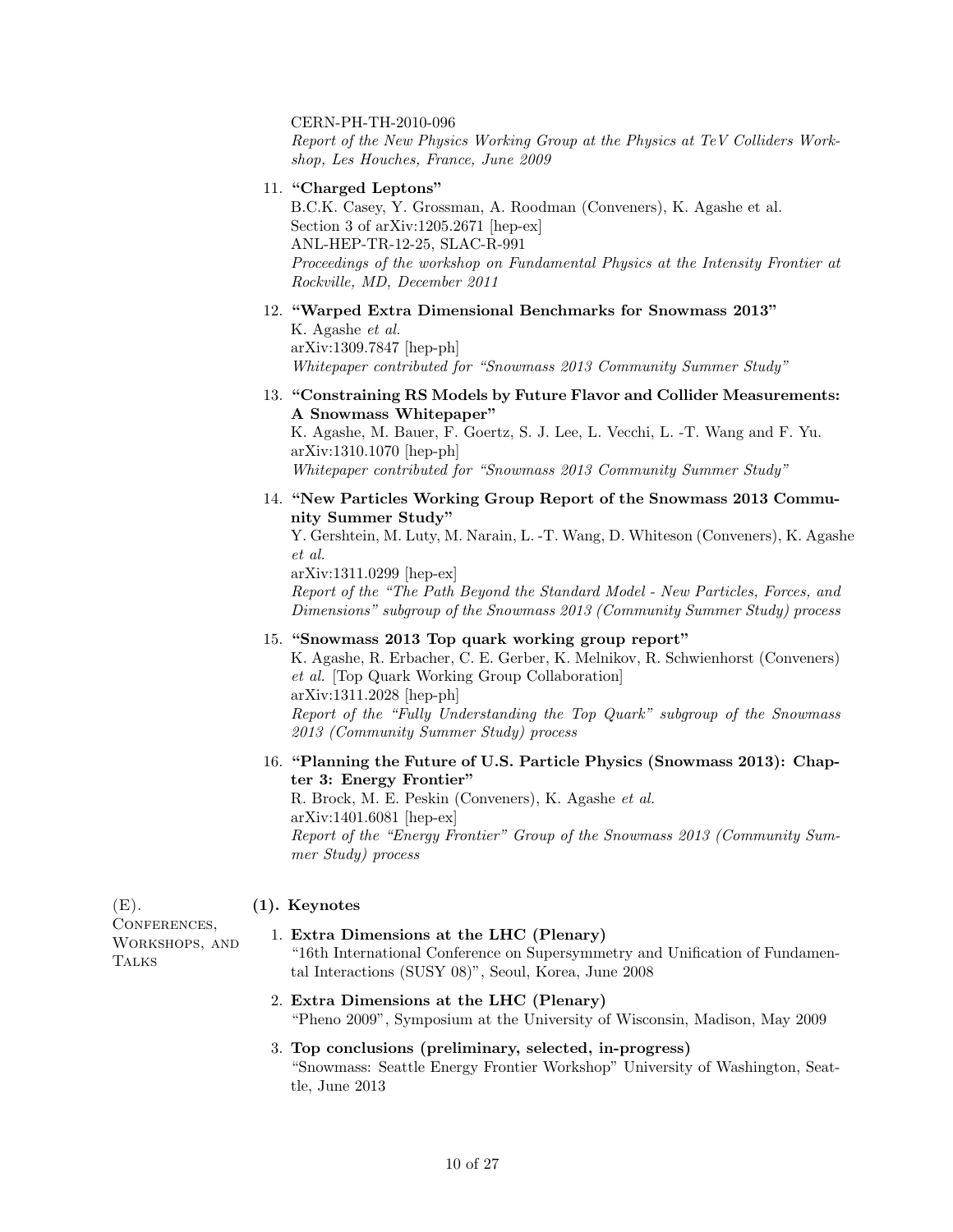CERN-PH-TH-2010-096
*Report of the New Physics Working Group at the Physics at TeV Colliders Workshop, Les Houches, France, June 2009*

11. **"Charged Leptons"**
    B.C.K. Casey, Y. Grossman, A. Roodman (Conveners), K. Agashe et al.
    Section 3 of arXiv:1205.2671 [hep-ex]
    ANL-HEP-TR-12-25, SLAC-R-991
    *Proceedings of the workshop on Fundamental Physics at the Intensity Frontier at Rockville, MD, December 2011*

12. **"Warped Extra Dimensional Benchmarks for Snowmass 2013"**
    K. Agashe *et al.*
    arXiv:1309.7847 [hep-ph]
    *Whitepaper contributed for "Snowmass 2013 Community Summer Study"*

13. **"Constraining RS Models by Future Flavor and Collider Measurements: A Snowmass Whitepaper"**
    K. Agashe, M. Bauer, F. Goertz, S. J. Lee, L. Vecchi, L. -T. Wang and F. Yu.
    arXiv:1310.1070 [hep-ph]
    *Whitepaper contributed for "Snowmass 2013 Community Summer Study"*

14. **"New Particles Working Group Report of the Snowmass 2013 Community Summer Study"**
    Y. Gershtein, M. Luty, M. Narain, L. -T. Wang, D. Whiteson (Conveners), K. Agashe *et al.*
    arXiv:1311.0299 [hep-ex]
    *Report of the "The Path Beyond the Standard Model - New Particles, Forces, and Dimensions" subgroup of the Snowmass 2013 (Community Summer Study) process*

15. **"Snowmass 2013 Top quark working group report"**
    K. Agashe, R. Erbacher, C. E. Gerber, K. Melnikov, R. Schwienhorst (Conveners) *et al.* [Top Quark Working Group Collaboration]
    arXiv:1311.2028 [hep-ph]
    *Report of the "Fully Understanding the Top Quark" subgroup of the Snowmass 2013 (Community Summer Study) process*

16. **"Planning the Future of U.S. Particle Physics (Snowmass 2013): Chapter 3: Energy Frontier"**
    R. Brock, M. E. Peskin (Conveners), K. Agashe *et al.*
    arXiv:1401.6081 [hep-ex]
    *Report of the "Energy Frontier" Group of the Snowmass 2013 (Community Summer Study) process*

## (E). Conferences, Workshops, and Talks

### (1). Keynotes

1. **Extra Dimensions at the LHC (Plenary)**
   "16th International Conference on Supersymmetry and Unification of Fundamental Interactions (SUSY 08)", Seoul, Korea, June 2008

2. **Extra Dimensions at the LHC (Plenary)**
   "Pheno 2009", Symposium at the University of Wisconsin, Madison, May 2009

3. **Top conclusions (preliminary, selected, in-progress)**
   "Snowmass: Seattle Energy Frontier Workshop" University of Washington, Seattle, June 2013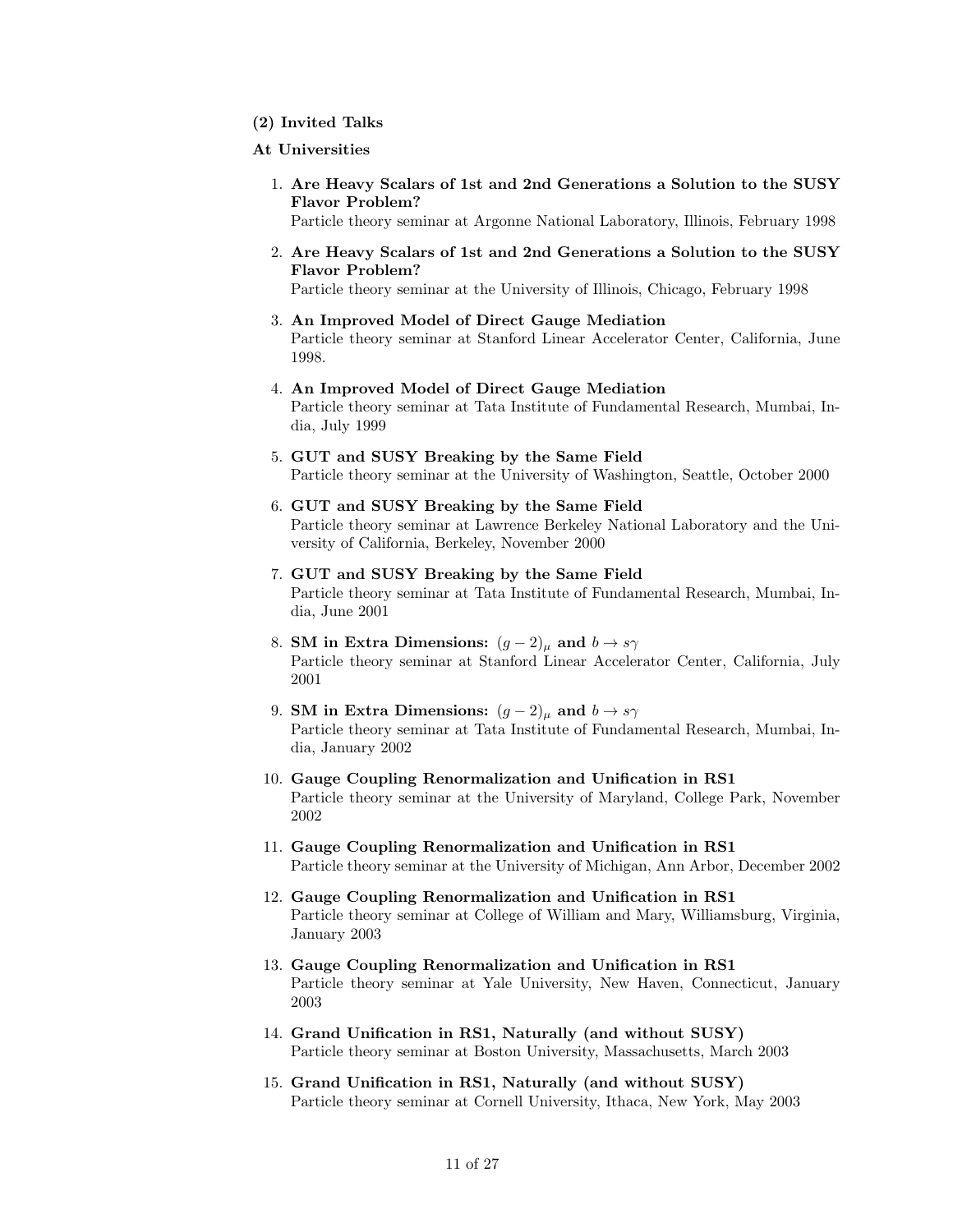**(2) Invited Talks**

**At Universities**

1. **Are Heavy Scalars of 1st and 2nd Generations a Solution to the SUSY Flavor Problem?**
   Particle theory seminar at Argonne National Laboratory, Illinois, February 1998

2. **Are Heavy Scalars of 1st and 2nd Generations a Solution to the SUSY Flavor Problem?**
   Particle theory seminar at the University of Illinois, Chicago, February 1998

3. **An Improved Model of Direct Gauge Mediation**
   Particle theory seminar at Stanford Linear Accelerator Center, California, June 1998.

4. **An Improved Model of Direct Gauge Mediation**
   Particle theory seminar at Tata Institute of Fundamental Research, Mumbai, India, July 1999

5. **GUT and SUSY Breaking by the Same Field**
   Particle theory seminar at the University of Washington, Seattle, October 2000

6. **GUT and SUSY Breaking by the Same Field**
   Particle theory seminar at Lawrence Berkeley National Laboratory and the University of California, Berkeley, November 2000

7. **GUT and SUSY Breaking by the Same Field**
   Particle theory seminar at Tata Institute of Fundamental Research, Mumbai, India, June 2001

8. **SM in Extra Dimensions: $(g-2)_\mu$ and $b \to s\gamma$**
   Particle theory seminar at Stanford Linear Accelerator Center, California, July 2001

9. **SM in Extra Dimensions: $(g-2)_\mu$ and $b \to s\gamma$**
   Particle theory seminar at Tata Institute of Fundamental Research, Mumbai, India, January 2002

10. **Gauge Coupling Renormalization and Unification in RS1**
    Particle theory seminar at the University of Maryland, College Park, November 2002

11. **Gauge Coupling Renormalization and Unification in RS1**
    Particle theory seminar at the University of Michigan, Ann Arbor, December 2002

12. **Gauge Coupling Renormalization and Unification in RS1**
    Particle theory seminar at College of William and Mary, Williamsburg, Virginia, January 2003

13. **Gauge Coupling Renormalization and Unification in RS1**
    Particle theory seminar at Yale University, New Haven, Connecticut, January 2003

14. **Grand Unification in RS1, Naturally (and without SUSY)**
    Particle theory seminar at Boston University, Massachusetts, March 2003

15. **Grand Unification in RS1, Naturally (and without SUSY)**
    Particle theory seminar at Cornell University, Ithaca, New York, May 2003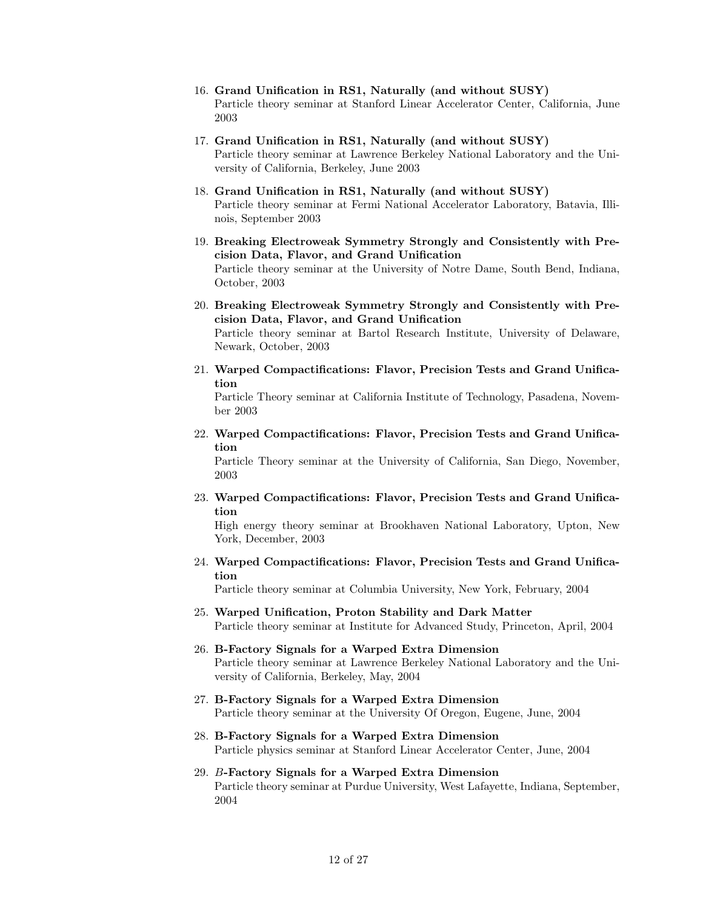16. **Grand Unification in RS1, Naturally (and without SUSY)**
    Particle theory seminar at Stanford Linear Accelerator Center, California, June 2003

17. **Grand Unification in RS1, Naturally (and without SUSY)**
    Particle theory seminar at Lawrence Berkeley National Laboratory and the University of California, Berkeley, June 2003

18. **Grand Unification in RS1, Naturally (and without SUSY)**
    Particle theory seminar at Fermi National Accelerator Laboratory, Batavia, Illinois, September 2003

19. **Breaking Electroweak Symmetry Strongly and Consistently with Precision Data, Flavor, and Grand Unification**
    Particle theory seminar at the University of Notre Dame, South Bend, Indiana, October, 2003

20. **Breaking Electroweak Symmetry Strongly and Consistently with Precision Data, Flavor, and Grand Unification**
    Particle theory seminar at Bartol Research Institute, University of Delaware, Newark, October, 2003

21. **Warped Compactifications: Flavor, Precision Tests and Grand Unification**
    Particle Theory seminar at California Institute of Technology, Pasadena, November 2003

22. **Warped Compactifications: Flavor, Precision Tests and Grand Unification**
    Particle Theory seminar at the University of California, San Diego, November, 2003

23. **Warped Compactifications: Flavor, Precision Tests and Grand Unification**
    High energy theory seminar at Brookhaven National Laboratory, Upton, New York, December, 2003

24. **Warped Compactifications: Flavor, Precision Tests and Grand Unification**
    Particle theory seminar at Columbia University, New York, February, 2004

25. **Warped Unification, Proton Stability and Dark Matter**
    Particle theory seminar at Institute for Advanced Study, Princeton, April, 2004

26. **B-Factory Signals for a Warped Extra Dimension**
    Particle theory seminar at Lawrence Berkeley National Laboratory and the University of California, Berkeley, May, 2004

27. **B-Factory Signals for a Warped Extra Dimension**
    Particle theory seminar at the University Of Oregon, Eugene, June, 2004

28. **B-Factory Signals for a Warped Extra Dimension**
    Particle physics seminar at Stanford Linear Accelerator Center, June, 2004

29. ***B*-Factory Signals for a Warped Extra Dimension**
    Particle theory seminar at Purdue University, West Lafayette, Indiana, September, 2004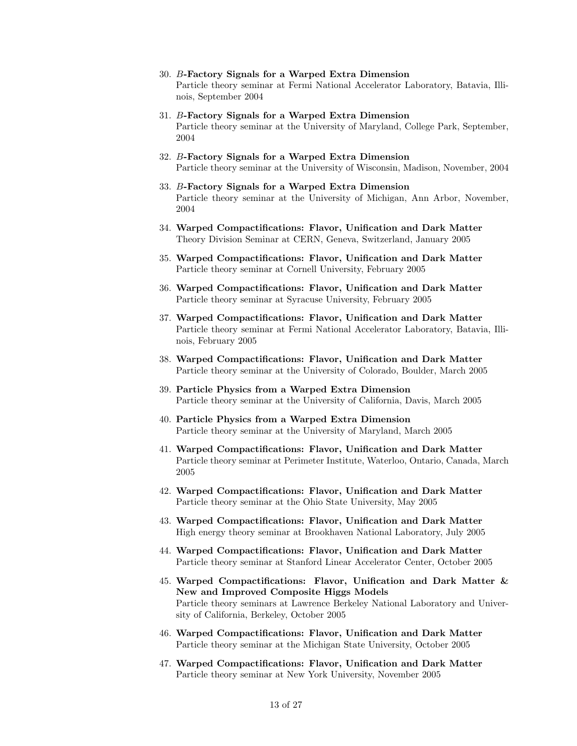30. ***B*-Factory Signals for a Warped Extra Dimension**
    Particle theory seminar at Fermi National Accelerator Laboratory, Batavia, Illinois, September 2004

31. ***B*-Factory Signals for a Warped Extra Dimension**
    Particle theory seminar at the University of Maryland, College Park, September, 2004

32. ***B*-Factory Signals for a Warped Extra Dimension**
    Particle theory seminar at the University of Wisconsin, Madison, November, 2004

33. ***B*-Factory Signals for a Warped Extra Dimension**
    Particle theory seminar at the University of Michigan, Ann Arbor, November, 2004

34. **Warped Compactifications: Flavor, Unification and Dark Matter**
    Theory Division Seminar at CERN, Geneva, Switzerland, January 2005

35. **Warped Compactifications: Flavor, Unification and Dark Matter**
    Particle theory seminar at Cornell University, February 2005

36. **Warped Compactifications: Flavor, Unification and Dark Matter**
    Particle theory seminar at Syracuse University, February 2005

37. **Warped Compactifications: Flavor, Unification and Dark Matter**
    Particle theory seminar at Fermi National Accelerator Laboratory, Batavia, Illinois, February 2005

38. **Warped Compactifications: Flavor, Unification and Dark Matter**
    Particle theory seminar at the University of Colorado, Boulder, March 2005

39. **Particle Physics from a Warped Extra Dimension**
    Particle theory seminar at the University of California, Davis, March 2005

40. **Particle Physics from a Warped Extra Dimension**
    Particle theory seminar at the University of Maryland, March 2005

41. **Warped Compactifications: Flavor, Unification and Dark Matter**
    Particle theory seminar at Perimeter Institute, Waterloo, Ontario, Canada, March 2005

42. **Warped Compactifications: Flavor, Unification and Dark Matter**
    Particle theory seminar at the Ohio State University, May 2005

43. **Warped Compactifications: Flavor, Unification and Dark Matter**
    High energy theory seminar at Brookhaven National Laboratory, July 2005

44. **Warped Compactifications: Flavor, Unification and Dark Matter**
    Particle theory seminar at Stanford Linear Accelerator Center, October 2005

45. **Warped Compactifications: Flavor, Unification and Dark Matter & New and Improved Composite Higgs Models**
    Particle theory seminars at Lawrence Berkeley National Laboratory and University of California, Berkeley, October 2005

46. **Warped Compactifications: Flavor, Unification and Dark Matter**
    Particle theory seminar at the Michigan State University, October 2005

47. **Warped Compactifications: Flavor, Unification and Dark Matter**
    Particle theory seminar at New York University, November 2005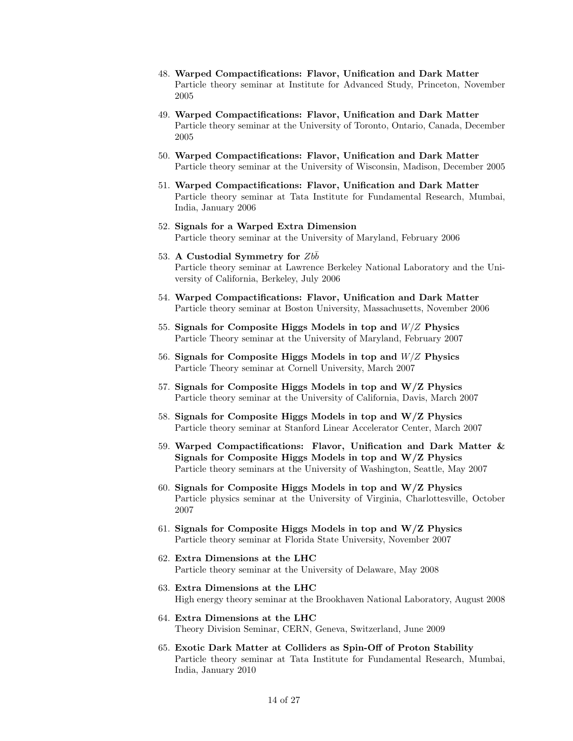48. **Warped Compactifications: Flavor, Unification and Dark Matter**
    Particle theory seminar at Institute for Advanced Study, Princeton, November 2005

49. **Warped Compactifications: Flavor, Unification and Dark Matter**
    Particle theory seminar at the University of Toronto, Ontario, Canada, December 2005

50. **Warped Compactifications: Flavor, Unification and Dark Matter**
    Particle theory seminar at the University of Wisconsin, Madison, December 2005

51. **Warped Compactifications: Flavor, Unification and Dark Matter**
    Particle theory seminar at Tata Institute for Fundamental Research, Mumbai, India, January 2006

52. **Signals for a Warped Extra Dimension**
    Particle theory seminar at the University of Maryland, February 2006

53. **A Custodial Symmetry for $Zb\bar{b}$**
    Particle theory seminar at Lawrence Berkeley National Laboratory and the University of California, Berkeley, July 2006

54. **Warped Compactifications: Flavor, Unification and Dark Matter**
    Particle theory seminar at Boston University, Massachusetts, November 2006

55. **Signals for Composite Higgs Models in top and $W/Z$ Physics**
    Particle Theory seminar at the University of Maryland, February 2007

56. **Signals for Composite Higgs Models in top and $W/Z$ Physics**
    Particle Theory seminar at Cornell University, March 2007

57. **Signals for Composite Higgs Models in top and W/Z Physics**
    Particle theory seminar at the University of California, Davis, March 2007

58. **Signals for Composite Higgs Models in top and W/Z Physics**
    Particle theory seminar at Stanford Linear Accelerator Center, March 2007

59. **Warped Compactifications: Flavor, Unification and Dark Matter & Signals for Composite Higgs Models in top and W/Z Physics**
    Particle theory seminars at the University of Washington, Seattle, May 2007

60. **Signals for Composite Higgs Models in top and W/Z Physics**
    Particle physics seminar at the University of Virginia, Charlottesville, October 2007

61. **Signals for Composite Higgs Models in top and W/Z Physics**
    Particle theory seminar at Florida State University, November 2007

62. **Extra Dimensions at the LHC**
    Particle theory seminar at the University of Delaware, May 2008

63. **Extra Dimensions at the LHC**
    High energy theory seminar at the Brookhaven National Laboratory, August 2008

64. **Extra Dimensions at the LHC**
    Theory Division Seminar, CERN, Geneva, Switzerland, June 2009

65. **Exotic Dark Matter at Colliders as Spin-Off of Proton Stability**
    Particle theory seminar at Tata Institute for Fundamental Research, Mumbai, India, January 2010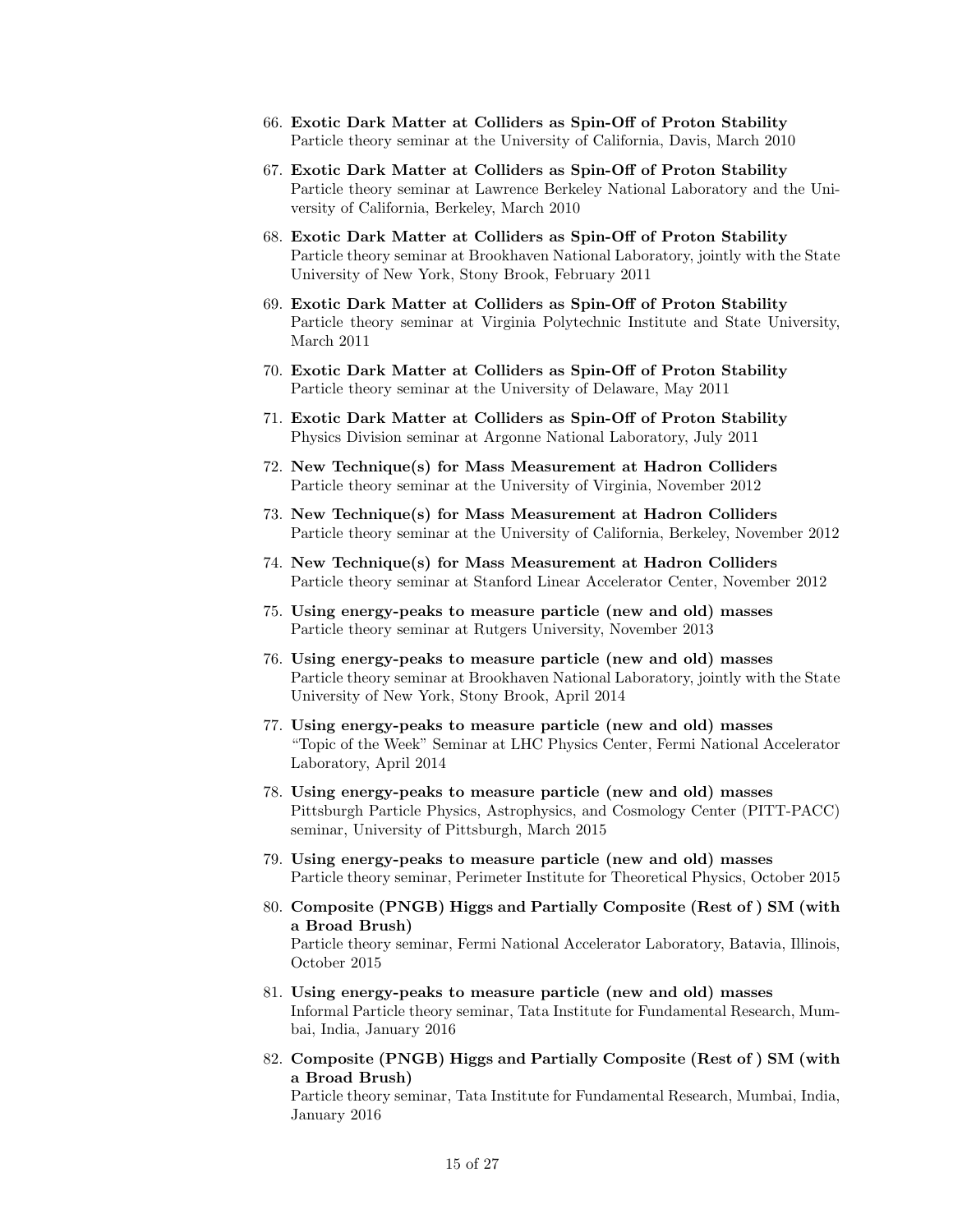66. **Exotic Dark Matter at Colliders as Spin-Off of Proton Stability**
    Particle theory seminar at the University of California, Davis, March 2010

67. **Exotic Dark Matter at Colliders as Spin-Off of Proton Stability**
    Particle theory seminar at Lawrence Berkeley National Laboratory and the University of California, Berkeley, March 2010

68. **Exotic Dark Matter at Colliders as Spin-Off of Proton Stability**
    Particle theory seminar at Brookhaven National Laboratory, jointly with the State University of New York, Stony Brook, February 2011

69. **Exotic Dark Matter at Colliders as Spin-Off of Proton Stability**
    Particle theory seminar at Virginia Polytechnic Institute and State University, March 2011

70. **Exotic Dark Matter at Colliders as Spin-Off of Proton Stability**
    Particle theory seminar at the University of Delaware, May 2011

71. **Exotic Dark Matter at Colliders as Spin-Off of Proton Stability**
    Physics Division seminar at Argonne National Laboratory, July 2011

72. **New Technique(s) for Mass Measurement at Hadron Colliders**
    Particle theory seminar at the University of Virginia, November 2012

73. **New Technique(s) for Mass Measurement at Hadron Colliders**
    Particle theory seminar at the University of California, Berkeley, November 2012

74. **New Technique(s) for Mass Measurement at Hadron Colliders**
    Particle theory seminar at Stanford Linear Accelerator Center, November 2012

75. **Using energy-peaks to measure particle (new and old) masses**
    Particle theory seminar at Rutgers University, November 2013

76. **Using energy-peaks to measure particle (new and old) masses**
    Particle theory seminar at Brookhaven National Laboratory, jointly with the State University of New York, Stony Brook, April 2014

77. **Using energy-peaks to measure particle (new and old) masses**
    "Topic of the Week" Seminar at LHC Physics Center, Fermi National Accelerator Laboratory, April 2014

78. **Using energy-peaks to measure particle (new and old) masses**
    Pittsburgh Particle Physics, Astrophysics, and Cosmology Center (PITT-PACC) seminar, University of Pittsburgh, March 2015

79. **Using energy-peaks to measure particle (new and old) masses**
    Particle theory seminar, Perimeter Institute for Theoretical Physics, October 2015

80. **Composite (PNGB) Higgs and Partially Composite (Rest of ) SM (with a Broad Brush)**
    Particle theory seminar, Fermi National Accelerator Laboratory, Batavia, Illinois, October 2015

81. **Using energy-peaks to measure particle (new and old) masses**
    Informal Particle theory seminar, Tata Institute for Fundamental Research, Mumbai, India, January 2016

82. **Composite (PNGB) Higgs and Partially Composite (Rest of ) SM (with a Broad Brush)**
    Particle theory seminar, Tata Institute for Fundamental Research, Mumbai, India, January 2016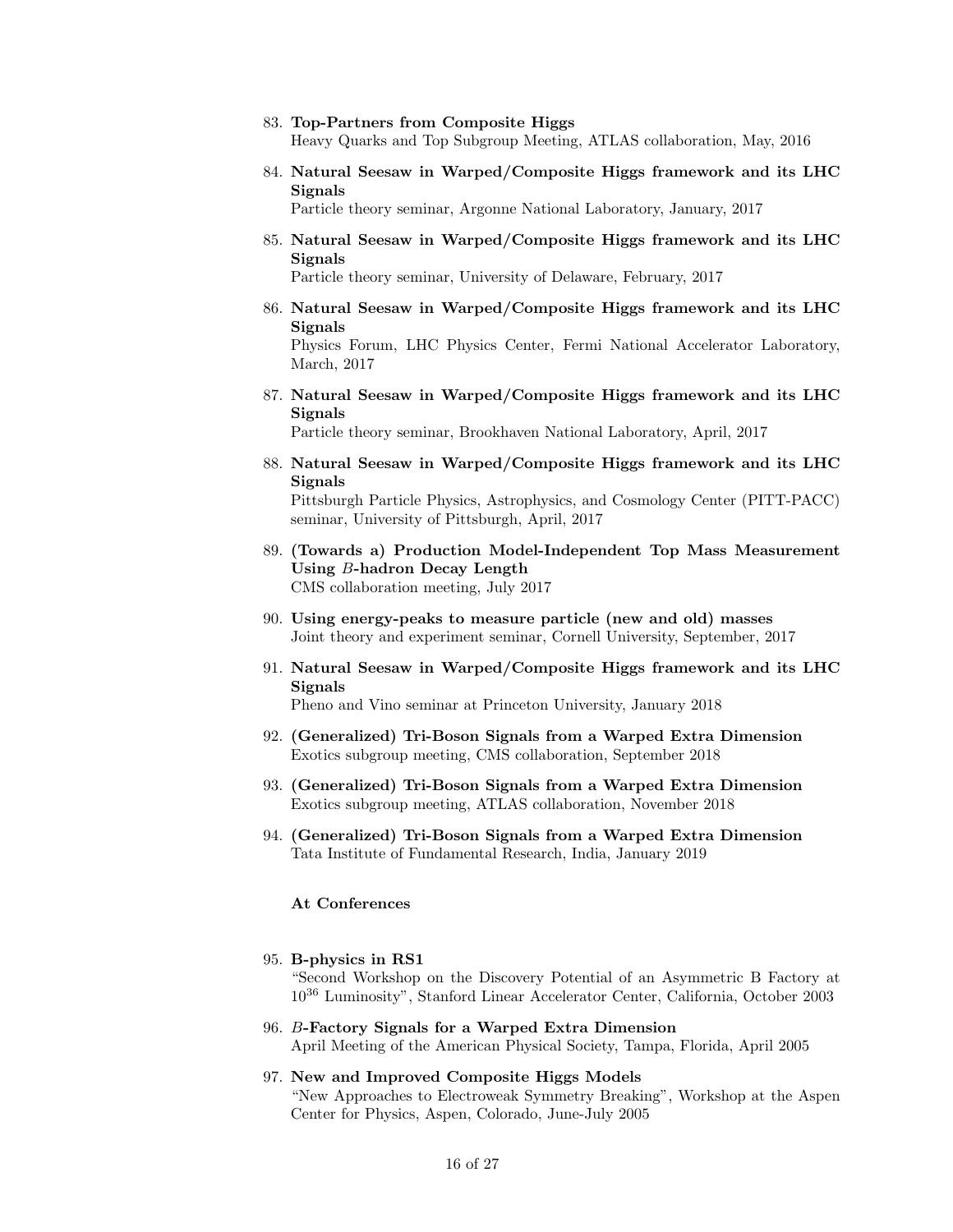83. **Top-Partners from Composite Higgs**
    Heavy Quarks and Top Subgroup Meeting, ATLAS collaboration, May, 2016

84. **Natural Seesaw in Warped/Composite Higgs framework and its LHC Signals**
    Particle theory seminar, Argonne National Laboratory, January, 2017

85. **Natural Seesaw in Warped/Composite Higgs framework and its LHC Signals**
    Particle theory seminar, University of Delaware, February, 2017

86. **Natural Seesaw in Warped/Composite Higgs framework and its LHC Signals**
    Physics Forum, LHC Physics Center, Fermi National Accelerator Laboratory, March, 2017

87. **Natural Seesaw in Warped/Composite Higgs framework and its LHC Signals**
    Particle theory seminar, Brookhaven National Laboratory, April, 2017

88. **Natural Seesaw in Warped/Composite Higgs framework and its LHC Signals**
    Pittsburgh Particle Physics, Astrophysics, and Cosmology Center (PITT-PACC) seminar, University of Pittsburgh, April, 2017

89. **(Towards a) Production Model-Independent Top Mass Measurement Using *B*-hadron Decay Length**
    CMS collaboration meeting, July 2017

90. **Using energy-peaks to measure particle (new and old) masses**
    Joint theory and experiment seminar, Cornell University, September, 2017

91. **Natural Seesaw in Warped/Composite Higgs framework and its LHC Signals**
    Pheno and Vino seminar at Princeton University, January 2018

92. **(Generalized) Tri-Boson Signals from a Warped Extra Dimension**
    Exotics subgroup meeting, CMS collaboration, September 2018

93. **(Generalized) Tri-Boson Signals from a Warped Extra Dimension**
    Exotics subgroup meeting, ATLAS collaboration, November 2018

94. **(Generalized) Tri-Boson Signals from a Warped Extra Dimension**
    Tata Institute of Fundamental Research, India, January 2019

**At Conferences**

95. **B-physics in RS1**
    "Second Workshop on the Discovery Potential of an Asymmetric B Factory at $10^{36}$ Luminosity", Stanford Linear Accelerator Center, California, October 2003

96. ***B*-Factory Signals for a Warped Extra Dimension**
    April Meeting of the American Physical Society, Tampa, Florida, April 2005

97. **New and Improved Composite Higgs Models**
    "New Approaches to Electroweak Symmetry Breaking", Workshop at the Aspen Center for Physics, Aspen, Colorado, June-July 2005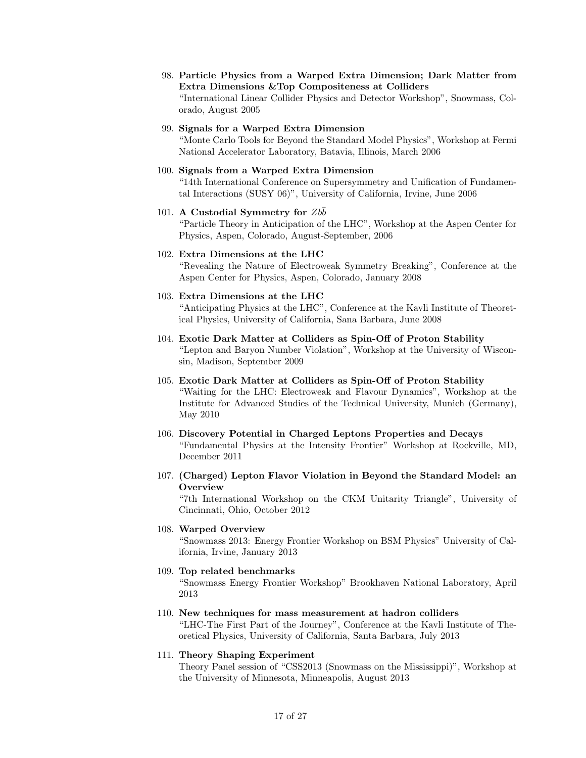98. **Particle Physics from a Warped Extra Dimension; Dark Matter from Extra Dimensions &Top Compositeness at Colliders**
    "International Linear Collider Physics and Detector Workshop", Snowmass, Colorado, August 2005

99. **Signals for a Warped Extra Dimension**
    "Monte Carlo Tools for Beyond the Standard Model Physics", Workshop at Fermi National Accelerator Laboratory, Batavia, Illinois, March 2006

100. **Signals from a Warped Extra Dimension**
     "14th International Conference on Supersymmetry and Unification of Fundamental Interactions (SUSY 06)", University of California, Irvine, June 2006

101. **A Custodial Symmetry for $Zb\bar{b}$**
     "Particle Theory in Anticipation of the LHC", Workshop at the Aspen Center for Physics, Aspen, Colorado, August-September, 2006

102. **Extra Dimensions at the LHC**
     "Revealing the Nature of Electroweak Symmetry Breaking", Conference at the Aspen Center for Physics, Aspen, Colorado, January 2008

103. **Extra Dimensions at the LHC**
     "Anticipating Physics at the LHC", Conference at the Kavli Institute of Theoretical Physics, University of California, Sana Barbara, June 2008

104. **Exotic Dark Matter at Colliders as Spin-Off of Proton Stability**
     "Lepton and Baryon Number Violation", Workshop at the University of Wisconsin, Madison, September 2009

105. **Exotic Dark Matter at Colliders as Spin-Off of Proton Stability**
     "Waiting for the LHC: Electroweak and Flavour Dynamics", Workshop at the Institute for Advanced Studies of the Technical University, Munich (Germany), May 2010

106. **Discovery Potential in Charged Leptons Properties and Decays**
     "Fundamental Physics at the Intensity Frontier" Workshop at Rockville, MD, December 2011

107. **(Charged) Lepton Flavor Violation in Beyond the Standard Model: an Overview**
     "7th International Workshop on the CKM Unitarity Triangle", University of Cincinnati, Ohio, October 2012

108. **Warped Overview**
     "Snowmass 2013: Energy Frontier Workshop on BSM Physics" University of California, Irvine, January 2013

109. **Top related benchmarks**
     "Snowmass Energy Frontier Workshop" Brookhaven National Laboratory, April 2013

110. **New techniques for mass measurement at hadron colliders**
     "LHC-The First Part of the Journey", Conference at the Kavli Institute of Theoretical Physics, University of California, Santa Barbara, July 2013

111. **Theory Shaping Experiment**
     Theory Panel session of "CSS2013 (Snowmass on the Mississippi)", Workshop at the University of Minnesota, Minneapolis, August 2013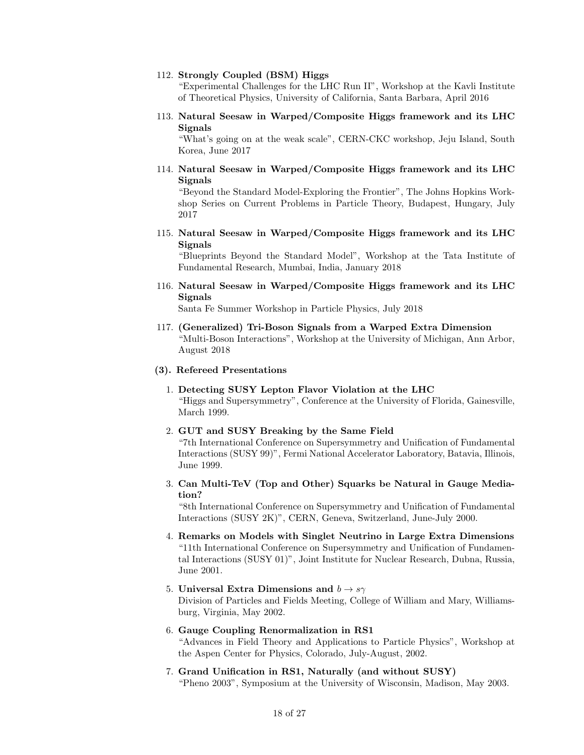112. **Strongly Coupled (BSM) Higgs**
"Experimental Challenges for the LHC Run II", Workshop at the Kavli Institute of Theoretical Physics, University of California, Santa Barbara, April 2016

113. **Natural Seesaw in Warped/Composite Higgs framework and its LHC Signals**
"What's going on at the weak scale", CERN-CKC workshop, Jeju Island, South Korea, June 2017

114. **Natural Seesaw in Warped/Composite Higgs framework and its LHC Signals**
"Beyond the Standard Model-Exploring the Frontier", The Johns Hopkins Workshop Series on Current Problems in Particle Theory, Budapest, Hungary, July 2017

115. **Natural Seesaw in Warped/Composite Higgs framework and its LHC Signals**
"Blueprints Beyond the Standard Model", Workshop at the Tata Institute of Fundamental Research, Mumbai, India, January 2018

116. **Natural Seesaw in Warped/Composite Higgs framework and its LHC Signals**
Santa Fe Summer Workshop in Particle Physics, July 2018

117. **(Generalized) Tri-Boson Signals from a Warped Extra Dimension**
"Multi-Boson Interactions", Workshop at the University of Michigan, Ann Arbor, August 2018

**(3). Refereed Presentations**

1. **Detecting SUSY Lepton Flavor Violation at the LHC**
"Higgs and Supersymmetry", Conference at the University of Florida, Gainesville, March 1999.

2. **GUT and SUSY Breaking by the Same Field**
"7th International Conference on Supersymmetry and Unification of Fundamental Interactions (SUSY 99)", Fermi National Accelerator Laboratory, Batavia, Illinois, June 1999.

3. **Can Multi-TeV (Top and Other) Squarks be Natural in Gauge Mediation?**
"8th International Conference on Supersymmetry and Unification of Fundamental Interactions (SUSY 2K)", CERN, Geneva, Switzerland, June-July 2000.

4. **Remarks on Models with Singlet Neutrino in Large Extra Dimensions**
"11th International Conference on Supersymmetry and Unification of Fundamental Interactions (SUSY 01)", Joint Institute for Nuclear Research, Dubna, Russia, June 2001.

5. **Universal Extra Dimensions and $b \to s\gamma$**
Division of Particles and Fields Meeting, College of William and Mary, Williamsburg, Virginia, May 2002.

6. **Gauge Coupling Renormalization in RS1**
"Advances in Field Theory and Applications to Particle Physics", Workshop at the Aspen Center for Physics, Colorado, July-August, 2002.

7. **Grand Unification in RS1, Naturally (and without SUSY)**
"Pheno 2003", Symposium at the University of Wisconsin, Madison, May 2003.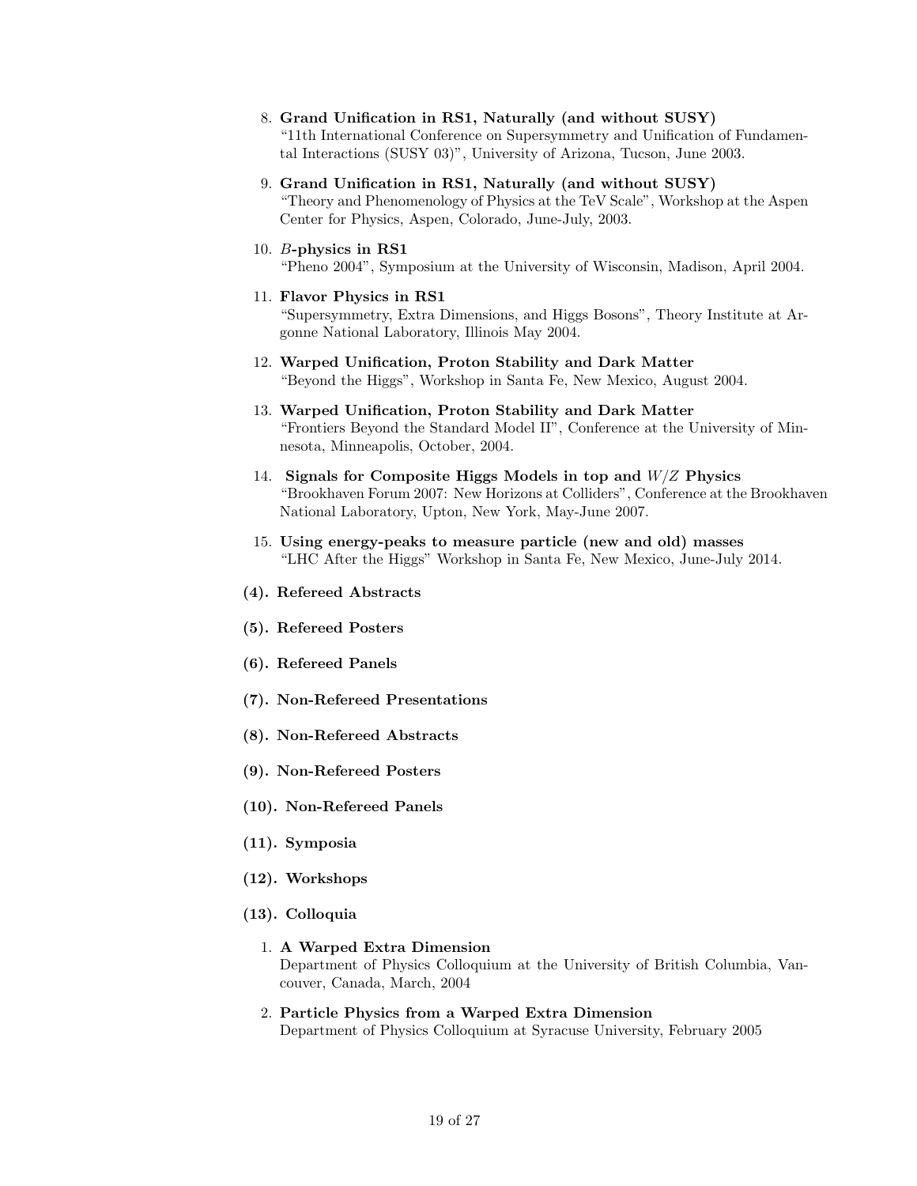8. **Grand Unification in RS1, Naturally (and without SUSY)**
   "11th International Conference on Supersymmetry and Unification of Fundamental Interactions (SUSY 03)", University of Arizona, Tucson, June 2003.

9. **Grand Unification in RS1, Naturally (and without SUSY)**
   "Theory and Phenomenology of Physics at the TeV Scale", Workshop at the Aspen Center for Physics, Aspen, Colorado, June-July, 2003.

10. ***B*-physics in RS1**
    "Pheno 2004", Symposium at the University of Wisconsin, Madison, April 2004.

11. **Flavor Physics in RS1**
    "Supersymmetry, Extra Dimensions, and Higgs Bosons", Theory Institute at Argonne National Laboratory, Illinois May 2004.

12. **Warped Unification, Proton Stability and Dark Matter**
    "Beyond the Higgs", Workshop in Santa Fe, New Mexico, August 2004.

13. **Warped Unification, Proton Stability and Dark Matter**
    "Frontiers Beyond the Standard Model II", Conference at the University of Minnesota, Minneapolis, October, 2004.

14. **Signals for Composite Higgs Models in top and $W/Z$ Physics**
    "Brookhaven Forum 2007: New Horizons at Colliders", Conference at the Brookhaven National Laboratory, Upton, New York, May-June 2007.

15. **Using energy-peaks to measure particle (new and old) masses**
    "LHC After the Higgs" Workshop in Santa Fe, New Mexico, June-July 2014.

**(4). Refereed Abstracts**

**(5). Refereed Posters**

**(6). Refereed Panels**

**(7). Non-Refereed Presentations**

**(8). Non-Refereed Abstracts**

**(9). Non-Refereed Posters**

**(10). Non-Refereed Panels**

**(11). Symposia**

**(12). Workshops**

**(13). Colloquia**

1. **A Warped Extra Dimension**
   Department of Physics Colloquium at the University of British Columbia, Vancouver, Canada, March, 2004

2. **Particle Physics from a Warped Extra Dimension**
   Department of Physics Colloquium at Syracuse University, February 2005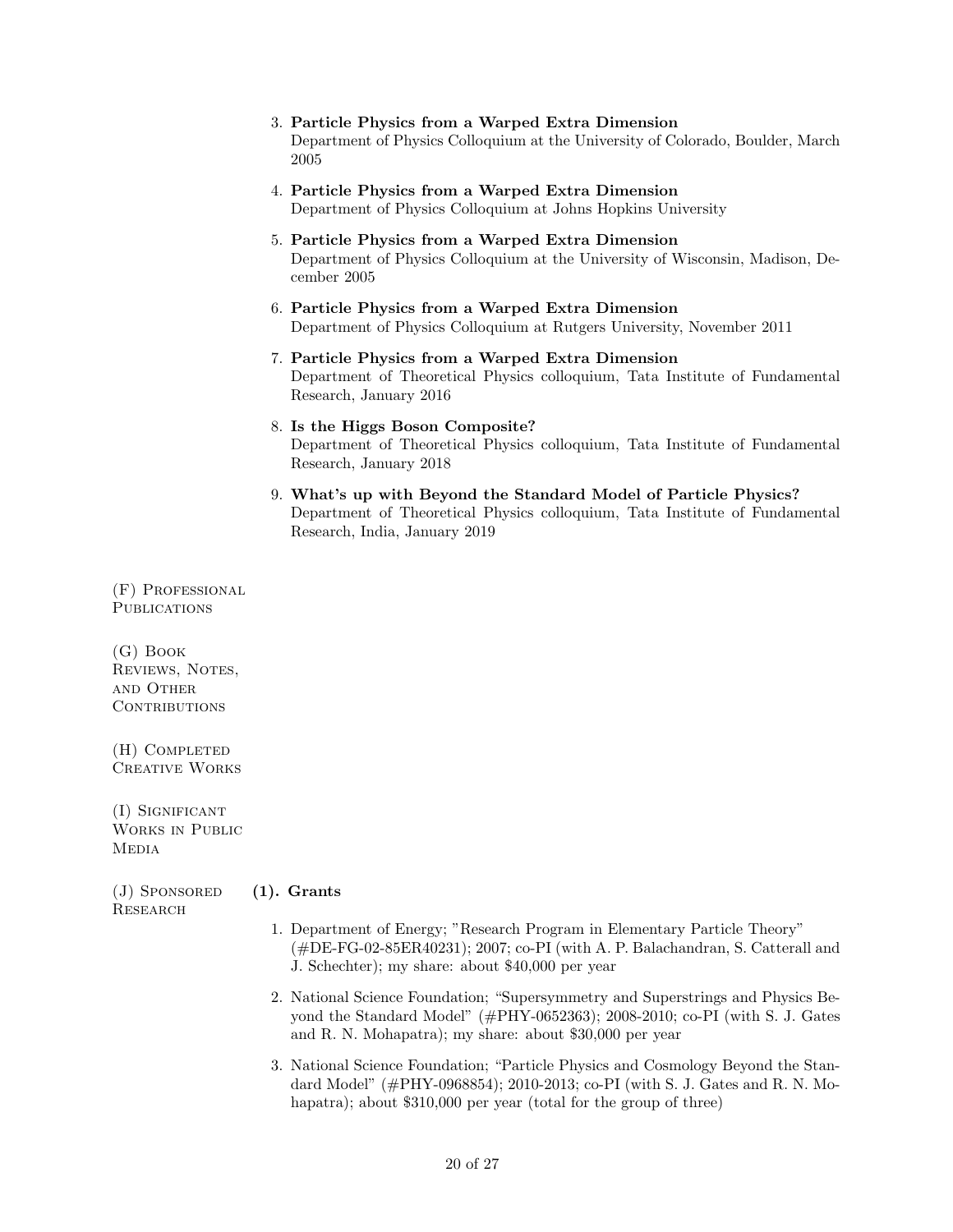3. **Particle Physics from a Warped Extra Dimension**
   Department of Physics Colloquium at the University of Colorado, Boulder, March 2005

4. **Particle Physics from a Warped Extra Dimension**
   Department of Physics Colloquium at Johns Hopkins University

5. **Particle Physics from a Warped Extra Dimension**
   Department of Physics Colloquium at the University of Wisconsin, Madison, December 2005

6. **Particle Physics from a Warped Extra Dimension**
   Department of Physics Colloquium at Rutgers University, November 2011

7. **Particle Physics from a Warped Extra Dimension**
   Department of Theoretical Physics colloquium, Tata Institute of Fundamental Research, January 2016

8. **Is the Higgs Boson Composite?**
   Department of Theoretical Physics colloquium, Tata Institute of Fundamental Research, January 2018

9. **What's up with Beyond the Standard Model of Particle Physics?**
   Department of Theoretical Physics colloquium, Tata Institute of Fundamental Research, India, January 2019

## (F) Professional Publications

## (G) Book Reviews, Notes, and Other Contributions

## (H) Completed Creative Works

## (I) Significant Works in Public Media

## (J) Sponsored Research

### (1). Grants

1. Department of Energy; "Research Program in Elementary Particle Theory" (#DE-FG-02-85ER40231); 2007; co-PI (with A. P. Balachandran, S. Catterall and J. Schechter); my share: about $40,000 per year

2. National Science Foundation; "Supersymmetry and Superstrings and Physics Beyond the Standard Model" (#PHY-0652363); 2008-2010; co-PI (with S. J. Gates and R. N. Mohapatra); my share: about $30,000 per year

3. National Science Foundation; "Particle Physics and Cosmology Beyond the Standard Model" (#PHY-0968854); 2010-2013; co-PI (with S. J. Gates and R. N. Mohapatra); about $310,000 per year (total for the group of three)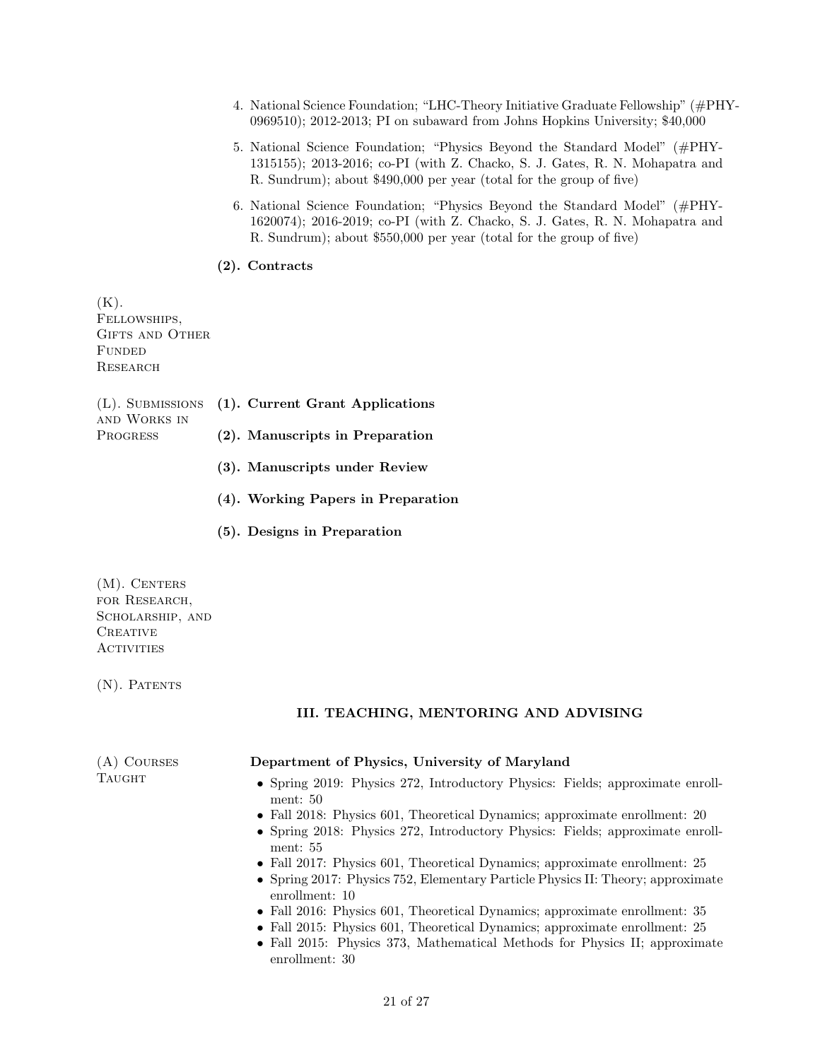4. National Science Foundation; "LHC-Theory Initiative Graduate Fellowship" (#PHY-0969510); 2012-2013; PI on subaward from Johns Hopkins University; $40,000

5. National Science Foundation; "Physics Beyond the Standard Model" (#PHY-1315155); 2013-2016; co-PI (with Z. Chacko, S. J. Gates, R. N. Mohapatra and R. Sundrum); about $490,000 per year (total for the group of five)

6. National Science Foundation; "Physics Beyond the Standard Model" (#PHY-1620074); 2016-2019; co-PI (with Z. Chacko, S. J. Gates, R. N. Mohapatra and R. Sundrum); about $550,000 per year (total for the group of five)

**(2). Contracts**

(K). Fellowships, Gifts and Other Funded Research

(L). Submissions and Works in Progress

**(1). Current Grant Applications**

**(2). Manuscripts in Preparation**

**(3). Manuscripts under Review**

**(4). Working Papers in Preparation**

**(5). Designs in Preparation**

(M). Centers for Research, Scholarship, and Creative Activities

(N). Patents

## III. TEACHING, MENTORING AND ADVISING

(A) Courses Taught

**Department of Physics, University of Maryland**

- Spring 2019: Physics 272, Introductory Physics: Fields; approximate enrollment: 50
- Fall 2018: Physics 601, Theoretical Dynamics; approximate enrollment: 20
- Spring 2018: Physics 272, Introductory Physics: Fields; approximate enrollment: 55
- Fall 2017: Physics 601, Theoretical Dynamics; approximate enrollment: 25
- Spring 2017: Physics 752, Elementary Particle Physics II: Theory; approximate enrollment: 10
- Fall 2016: Physics 601, Theoretical Dynamics; approximate enrollment: 35
- Fall 2015: Physics 601, Theoretical Dynamics; approximate enrollment: 25
- Fall 2015: Physics 373, Mathematical Methods for Physics II; approximate enrollment: 30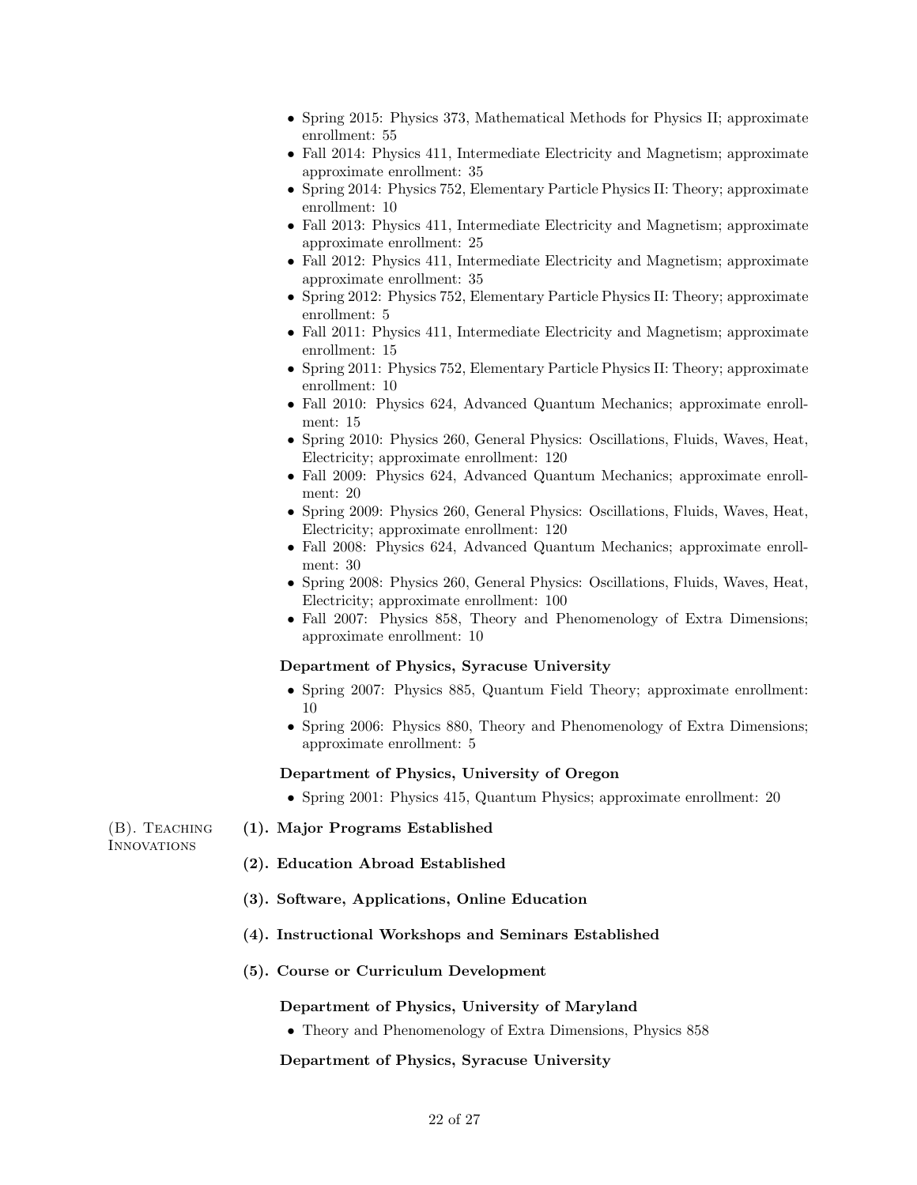- Spring 2015: Physics 373, Mathematical Methods for Physics II; approximate enrollment: 55
- Fall 2014: Physics 411, Intermediate Electricity and Magnetism; approximate approximate enrollment: 35
- Spring 2014: Physics 752, Elementary Particle Physics II: Theory; approximate enrollment: 10
- Fall 2013: Physics 411, Intermediate Electricity and Magnetism; approximate approximate enrollment: 25
- Fall 2012: Physics 411, Intermediate Electricity and Magnetism; approximate approximate enrollment: 35
- Spring 2012: Physics 752, Elementary Particle Physics II: Theory; approximate enrollment: 5
- Fall 2011: Physics 411, Intermediate Electricity and Magnetism; approximate enrollment: 15
- Spring 2011: Physics 752, Elementary Particle Physics II: Theory; approximate enrollment: 10
- Fall 2010: Physics 624, Advanced Quantum Mechanics; approximate enrollment: 15
- Spring 2010: Physics 260, General Physics: Oscillations, Fluids, Waves, Heat, Electricity; approximate enrollment: 120
- Fall 2009: Physics 624, Advanced Quantum Mechanics; approximate enrollment: 20
- Spring 2009: Physics 260, General Physics: Oscillations, Fluids, Waves, Heat, Electricity; approximate enrollment: 120
- Fall 2008: Physics 624, Advanced Quantum Mechanics; approximate enrollment: 30
- Spring 2008: Physics 260, General Physics: Oscillations, Fluids, Waves, Heat, Electricity; approximate enrollment: 100
- Fall 2007: Physics 858, Theory and Phenomenology of Extra Dimensions; approximate enrollment: 10

**Department of Physics, Syracuse University**

- Spring 2007: Physics 885, Quantum Field Theory; approximate enrollment: 10
- Spring 2006: Physics 880, Theory and Phenomenology of Extra Dimensions; approximate enrollment: 5

**Department of Physics, University of Oregon**

- Spring 2001: Physics 415, Quantum Physics; approximate enrollment: 20

## (B). Teaching Innovations

**(1). Major Programs Established**

**(2). Education Abroad Established**

**(3). Software, Applications, Online Education**

**(4). Instructional Workshops and Seminars Established**

**(5). Course or Curriculum Development**

**Department of Physics, University of Maryland**

- Theory and Phenomenology of Extra Dimensions, Physics 858

**Department of Physics, Syracuse University**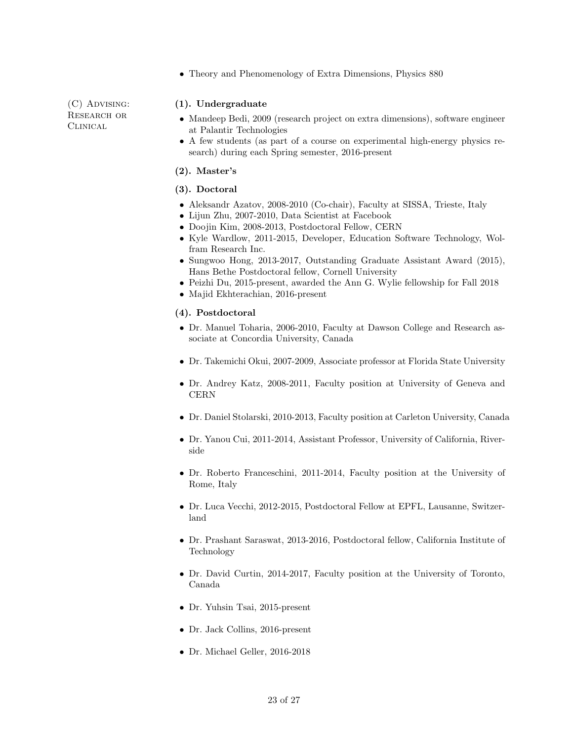- Theory and Phenomenology of Extra Dimensions, Physics 880

(C) Advising: Research or Clinical

**(1). Undergraduate**

- Mandeep Bedi, 2009 (research project on extra dimensions), software engineer at Palantir Technologies
- A few students (as part of a course on experimental high-energy physics research) during each Spring semester, 2016-present

**(2). Master's**

**(3). Doctoral**

- Aleksandr Azatov, 2008-2010 (Co-chair), Faculty at SISSA, Trieste, Italy
- Lijun Zhu, 2007-2010, Data Scientist at Facebook
- Doojin Kim, 2008-2013, Postdoctoral Fellow, CERN
- Kyle Wardlow, 2011-2015, Developer, Education Software Technology, Wolfram Research Inc.
- Sungwoo Hong, 2013-2017, Outstanding Graduate Assistant Award (2015), Hans Bethe Postdoctoral fellow, Cornell University
- Peizhi Du, 2015-present, awarded the Ann G. Wylie fellowship for Fall 2018
- Majid Ekhterachian, 2016-present

**(4). Postdoctoral**

- Dr. Manuel Toharia, 2006-2010, Faculty at Dawson College and Research associate at Concordia University, Canada
- Dr. Takemichi Okui, 2007-2009, Associate professor at Florida State University
- Dr. Andrey Katz, 2008-2011, Faculty position at University of Geneva and CERN
- Dr. Daniel Stolarski, 2010-2013, Faculty position at Carleton University, Canada
- Dr. Yanou Cui, 2011-2014, Assistant Professor, University of California, Riverside
- Dr. Roberto Franceschini, 2011-2014, Faculty position at the University of Rome, Italy
- Dr. Luca Vecchi, 2012-2015, Postdoctoral Fellow at EPFL, Lausanne, Switzerland
- Dr. Prashant Saraswat, 2013-2016, Postdoctoral fellow, California Institute of Technology
- Dr. David Curtin, 2014-2017, Faculty position at the University of Toronto, Canada
- Dr. Yuhsin Tsai, 2015-present
- Dr. Jack Collins, 2016-present
- Dr. Michael Geller, 2016-2018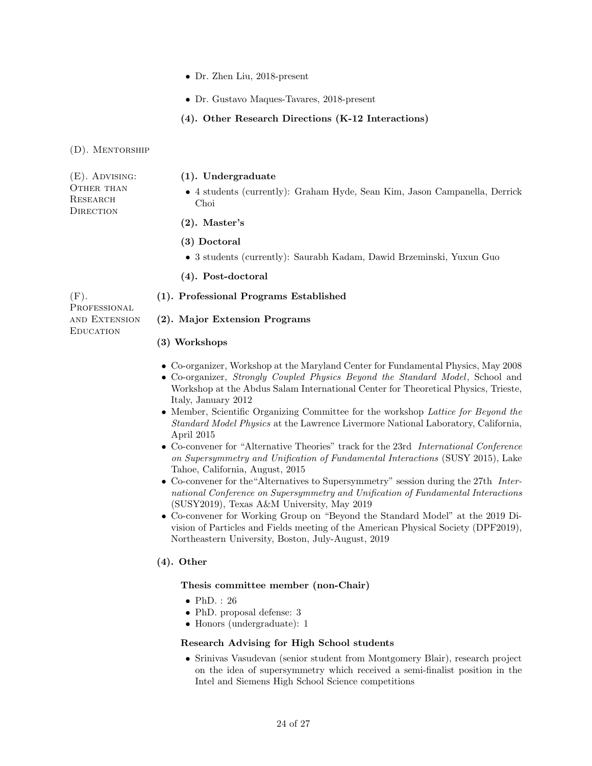- Dr. Zhen Liu, 2018-present
- Dr. Gustavo Maques-Tavares, 2018-present

**(4). Other Research Directions (K-12 Interactions)**

## (D). Mentorship

## (E). Advising: Other than Research Direction

**(1). Undergraduate**

- 4 students (currently): Graham Hyde, Sean Kim, Jason Campanella, Derrick Choi

**(2). Master's**

**(3) Doctoral**

- 3 students (currently): Saurabh Kadam, Dawid Brzeminski, Yuxun Guo

**(4). Post-doctoral**

## (F). Professional and Extension Education

**(1). Professional Programs Established**

**(2). Major Extension Programs**

**(3) Workshops**

- Co-organizer, Workshop at the Maryland Center for Fundamental Physics, May 2008
- Co-organizer, *Strongly Coupled Physics Beyond the Standard Model*, School and Workshop at the Abdus Salam International Center for Theoretical Physics, Trieste, Italy, January 2012
- Member, Scientific Organizing Committee for the workshop *Lattice for Beyond the Standard Model Physics* at the Lawrence Livermore National Laboratory, California, April 2015
- Co-convener for "Alternative Theories" track for the 23rd *International Conference on Supersymmetry and Unification of Fundamental Interactions* (SUSY 2015), Lake Tahoe, California, August, 2015
- Co-convener for the"Alternatives to Supersymmetry" session during the 27th *International Conference on Supersymmetry and Unification of Fundamental Interactions* (SUSY2019), Texas A&M University, May 2019
- Co-convener for Working Group on "Beyond the Standard Model" at the 2019 Division of Particles and Fields meeting of the American Physical Society (DPF2019), Northeastern University, Boston, July-August, 2019

**(4). Other**

**Thesis committee member (non-Chair)**

- PhD. : 26
- PhD. proposal defense: 3
- Honors (undergraduate): 1

**Research Advising for High School students**

- Srinivas Vasudevan (senior student from Montgomery Blair), research project on the idea of supersymmetry which received a semi-finalist position in the Intel and Siemens High School Science competitions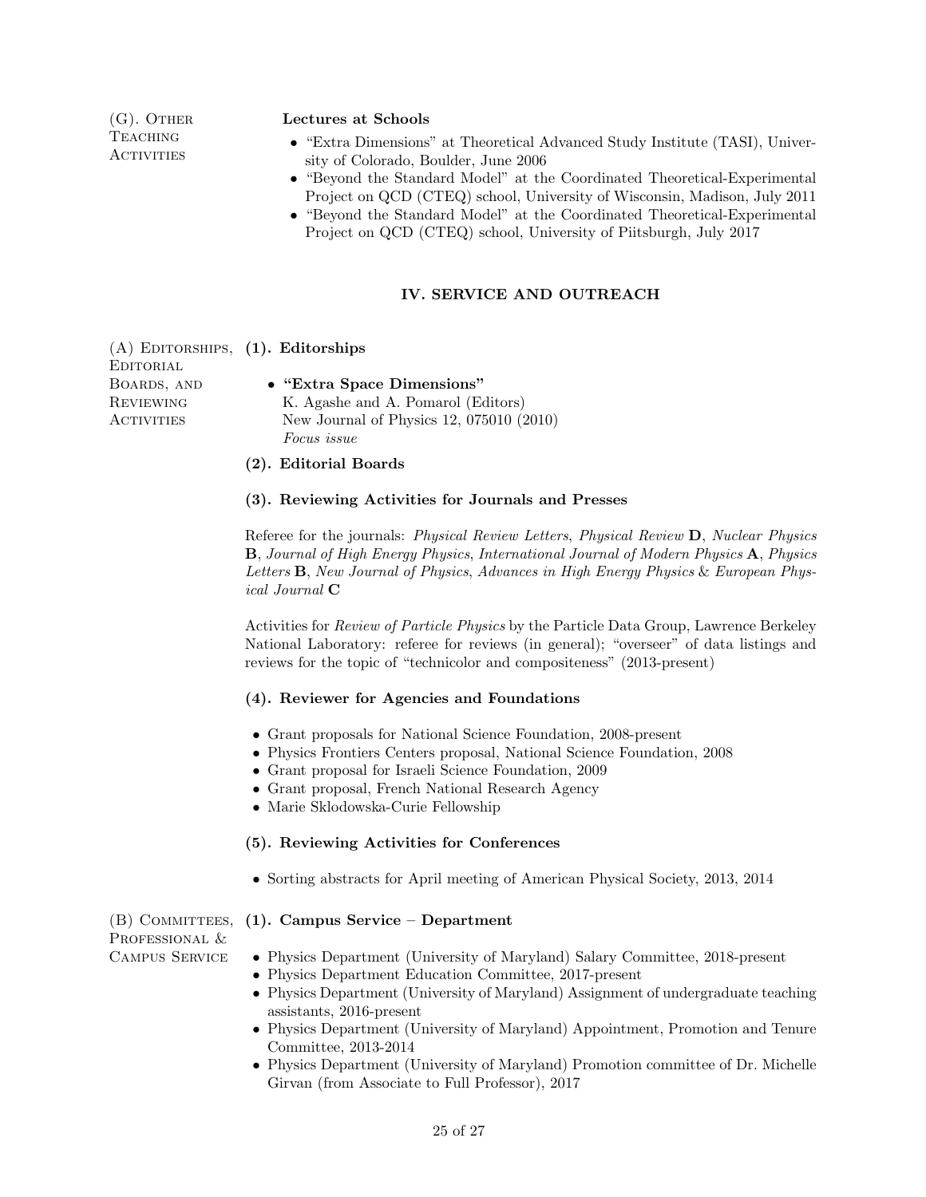### (G). Other Teaching Activities

**Lectures at Schools**

- "Extra Dimensions" at Theoretical Advanced Study Institute (TASI), University of Colorado, Boulder, June 2006
- "Beyond the Standard Model" at the Coordinated Theoretical-Experimental Project on QCD (CTEQ) school, University of Wisconsin, Madison, July 2011
- "Beyond the Standard Model" at the Coordinated Theoretical-Experimental Project on QCD (CTEQ) school, University of Piitsburgh, July 2017

## IV. SERVICE AND OUTREACH

### (A) Editorships, Editorial Boards, and Reviewing Activities

**(1). Editorships**

- **"Extra Space Dimensions"**
  K. Agashe and A. Pomarol (Editors)
  New Journal of Physics 12, 075010 (2010)
  *Focus issue*

**(2). Editorial Boards**

**(3). Reviewing Activities for Journals and Presses**

Referee for the journals: *Physical Review Letters*, *Physical Review* **D**, *Nuclear Physics* **B**, *Journal of High Energy Physics*, *International Journal of Modern Physics* **A**, *Physics Letters* **B**, *New Journal of Physics*, *Advances in High Energy Physics* & *European Physical Journal* **C**

Activities for *Review of Particle Physics* by the Particle Data Group, Lawrence Berkeley National Laboratory: referee for reviews (in general); "overseer" of data listings and reviews for the topic of "technicolor and compositeness" (2013-present)

**(4). Reviewer for Agencies and Foundations**

- Grant proposals for National Science Foundation, 2008-present
- Physics Frontiers Centers proposal, National Science Foundation, 2008
- Grant proposal for Israeli Science Foundation, 2009
- Grant proposal, French National Research Agency
- Marie Sklodowska-Curie Fellowship

**(5). Reviewing Activities for Conferences**

- Sorting abstracts for April meeting of American Physical Society, 2013, 2014

### (B) Committees, Professional & Campus Service

**(1). Campus Service – Department**

- Physics Department (University of Maryland) Salary Committee, 2018-present
- Physics Department Education Committee, 2017-present
- Physics Department (University of Maryland) Assignment of undergraduate teaching assistants, 2016-present
- Physics Department (University of Maryland) Appointment, Promotion and Tenure Committee, 2013-2014
- Physics Department (University of Maryland) Promotion committee of Dr. Michelle Girvan (from Associate to Full Professor), 2017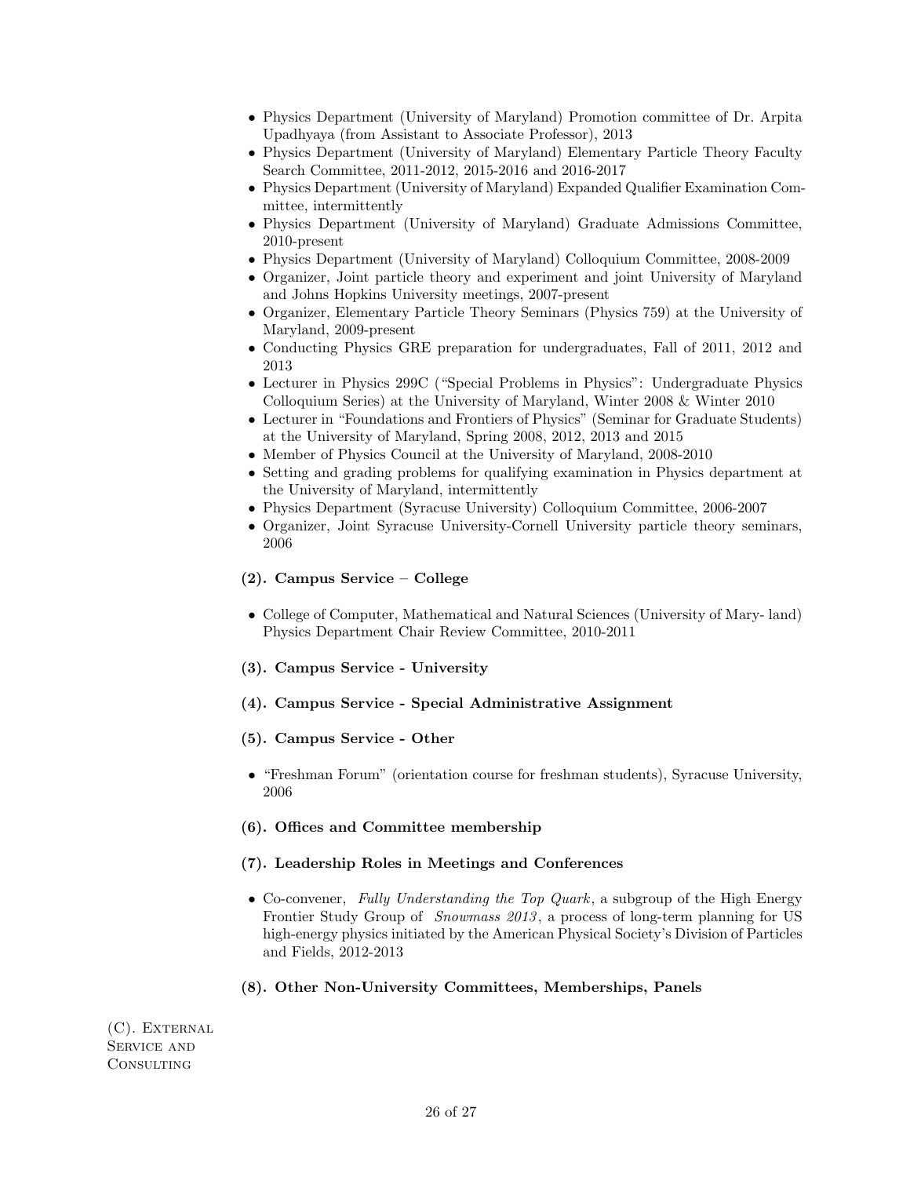- Physics Department (University of Maryland) Promotion committee of Dr. Arpita Upadhyaya (from Assistant to Associate Professor), 2013
- Physics Department (University of Maryland) Elementary Particle Theory Faculty Search Committee, 2011-2012, 2015-2016 and 2016-2017
- Physics Department (University of Maryland) Expanded Qualifier Examination Committee, intermittently
- Physics Department (University of Maryland) Graduate Admissions Committee, 2010-present
- Physics Department (University of Maryland) Colloquium Committee, 2008-2009
- Organizer, Joint particle theory and experiment and joint University of Maryland and Johns Hopkins University meetings, 2007-present
- Organizer, Elementary Particle Theory Seminars (Physics 759) at the University of Maryland, 2009-present
- Conducting Physics GRE preparation for undergraduates, Fall of 2011, 2012 and 2013
- Lecturer in Physics 299C ("Special Problems in Physics": Undergraduate Physics Colloquium Series) at the University of Maryland, Winter 2008 & Winter 2010
- Lecturer in "Foundations and Frontiers of Physics" (Seminar for Graduate Students) at the University of Maryland, Spring 2008, 2012, 2013 and 2015
- Member of Physics Council at the University of Maryland, 2008-2010
- Setting and grading problems for qualifying examination in Physics department at the University of Maryland, intermittently
- Physics Department (Syracuse University) Colloquium Committee, 2006-2007
- Organizer, Joint Syracuse University-Cornell University particle theory seminars, 2006

**(2). Campus Service – College**

- College of Computer, Mathematical and Natural Sciences (University of Mary- land) Physics Department Chair Review Committee, 2010-2011

**(3). Campus Service - University**

**(4). Campus Service - Special Administrative Assignment**

**(5). Campus Service - Other**

- "Freshman Forum" (orientation course for freshman students), Syracuse University, 2006

**(6). Offices and Committee membership**

**(7). Leadership Roles in Meetings and Conferences**

- Co-convener, *Fully Understanding the Top Quark*, a subgroup of the High Energy Frontier Study Group of *Snowmass 2013*, a process of long-term planning for US high-energy physics initiated by the American Physical Society's Division of Particles and Fields, 2012-2013

**(8). Other Non-University Committees, Memberships, Panels**

## (C). External Service and Consulting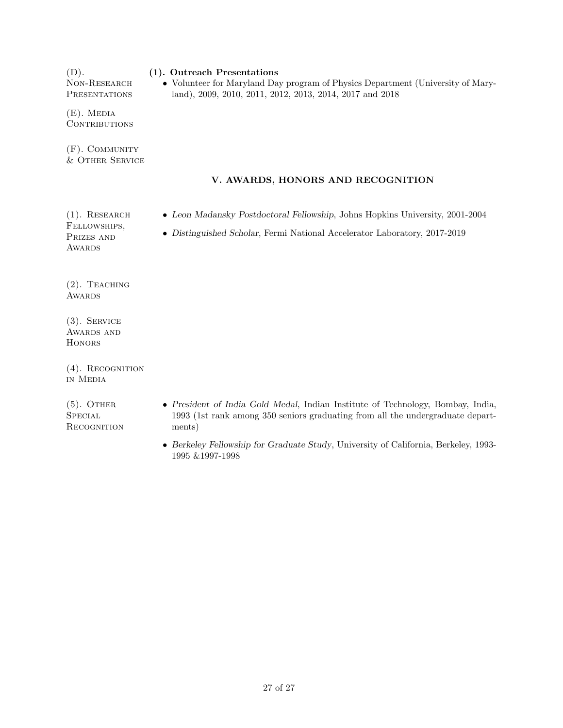**(D). Non-Research Presentations**

**(1). Outreach Presentations**

- Volunteer for Maryland Day program of Physics Department (University of Maryland), 2009, 2010, 2011, 2012, 2013, 2014, 2017 and 2018

**(E). Media Contributions**

**(F). Community & Other Service**

## V. AWARDS, HONORS AND RECOGNITION

**(1). Research Fellowships, Prizes and Awards**

- *Leon Madansky Postdoctoral Fellowship*, Johns Hopkins University, 2001-2004
- *Distinguished Scholar*, Fermi National Accelerator Laboratory, 2017-2019

**(2). Teaching Awards**

**(3). Service Awards and Honors**

**(4). Recognition in Media**

**(5). Other Special Recognition**

- *President of India Gold Medal*, Indian Institute of Technology, Bombay, India, 1993 (1st rank among 350 seniors graduating from all the undergraduate departments)
- *Berkeley Fellowship for Graduate Study*, University of California, Berkeley, 1993-1995 &1997-1998